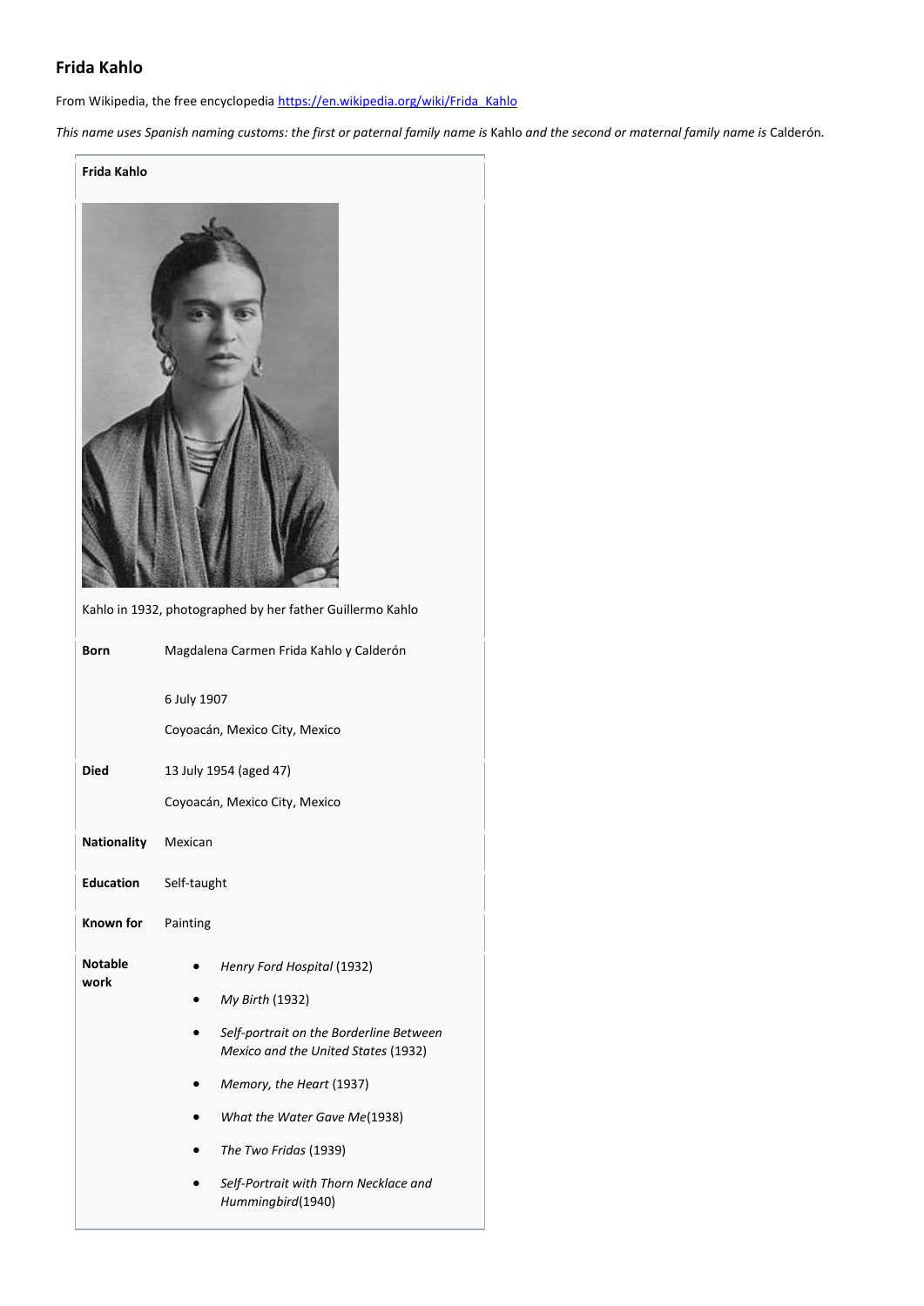# Frida Kahlo

From Wikipedia, the free encyclopedia [https://en.wikipedia.org/wiki/Frida_Kahlo](https://en.wikipedia.org/wiki/Frida_Kahlo)

*This name uses Spanish naming customs: the first or paternal family name is* Kahlo *and the second or maternal family name is* Calderón*.*

**Frida Kahlo**

Kahlo in 1932, photographed by her father Guillermo Kahlo

| | |
|---|---|
| **Born** | Magdalena Carmen Frida Kahlo y Calderón<br><br>6 July 1907<br><br>Coyoacán, Mexico City, Mexico |
| **Died** | 13 July 1954 (aged 47)<br><br>Coyoacán, Mexico City, Mexico |
| **Nationality** | Mexican |
| **Education** | Self-taught |
| **Known for** | Painting |
| **Notable work** | • *Henry Ford Hospital* (1932)<br>• *My Birth* (1932)<br>• *Self-portrait on the Borderline Between Mexico and the United States* (1932)<br>• *Memory, the Heart* (1937)<br>• *What the Water Gave Me*(1938)<br>• *The Two Fridas* (1939)<br>• *Self-Portrait with Thorn Necklace and Hummingbird*(1940) |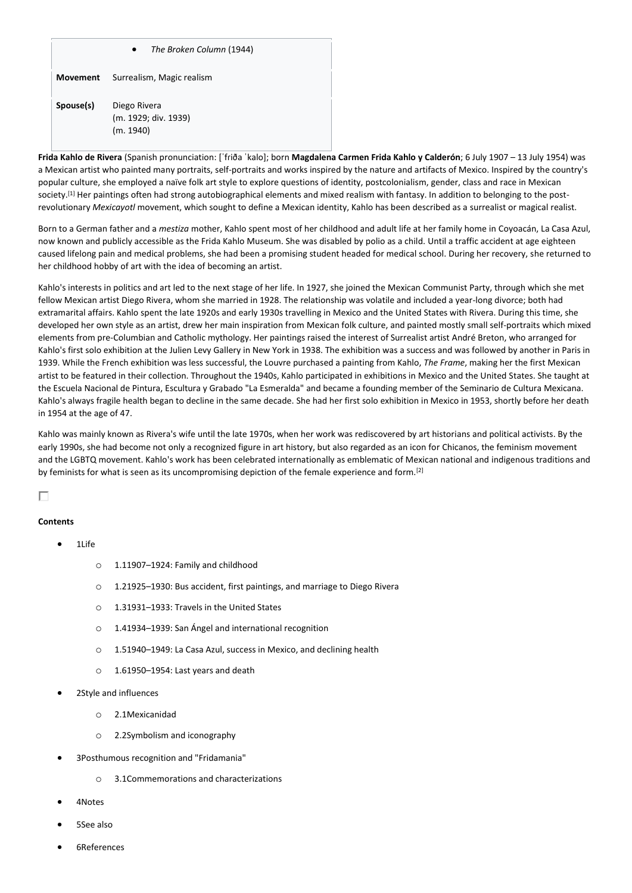|  |  |
|---|---|
|  | • *The Broken Column* (1944) |
| **Movement** | Surrealism, Magic realism |
| **Spouse(s)** | Diego Rivera (m. 1929; div. 1939) (m. 1940) |

**Frida Kahlo de Rivera** (Spanish pronunciation: [ˈfɾiða ˈkalo]; born **Magdalena Carmen Frida Kahlo y Calderón**; 6 July 1907 – 13 July 1954) was a Mexican artist who painted many portraits, self-portraits and works inspired by the nature and artifacts of Mexico. Inspired by the country's popular culture, she employed a naïve folk art style to explore questions of identity, postcolonialism, gender, class and race in Mexican society.[1] Her paintings often had strong autobiographical elements and mixed realism with fantasy. In addition to belonging to the post-revolutionary *Mexicayotl* movement, which sought to define a Mexican identity, Kahlo has been described as a surrealist or magical realist.

Born to a German father and a *mestiza* mother, Kahlo spent most of her childhood and adult life at her family home in Coyoacán, La Casa Azul, now known and publicly accessible as the Frida Kahlo Museum. She was disabled by polio as a child. Until a traffic accident at age eighteen caused lifelong pain and medical problems, she had been a promising student headed for medical school. During her recovery, she returned to her childhood hobby of art with the idea of becoming an artist.

Kahlo's interests in politics and art led to the next stage of her life. In 1927, she joined the Mexican Communist Party, through which she met fellow Mexican artist Diego Rivera, whom she married in 1928. The relationship was volatile and included a year-long divorce; both had extramarital affairs. Kahlo spent the late 1920s and early 1930s travelling in Mexico and the United States with Rivera. During this time, she developed her own style as an artist, drew her main inspiration from Mexican folk culture, and painted mostly small self-portraits which mixed elements from pre-Columbian and Catholic mythology. Her paintings raised the interest of Surrealist artist André Breton, who arranged for Kahlo's first solo exhibition at the Julien Levy Gallery in New York in 1938. The exhibition was a success and was followed by another in Paris in 1939. While the French exhibition was less successful, the Louvre purchased a painting from Kahlo, *The Frame*, making her the first Mexican artist to be featured in their collection. Throughout the 1940s, Kahlo participated in exhibitions in Mexico and the United States. She taught at the Escuela Nacional de Pintura, Escultura y Grabado "La Esmeralda" and became a founding member of the Seminario de Cultura Mexicana. Kahlo's always fragile health began to decline in the same decade. She had her first solo exhibition in Mexico in 1953, shortly before her death in 1954 at the age of 47.

Kahlo was mainly known as Rivera's wife until the late 1970s, when her work was rediscovered by art historians and political activists. By the early 1990s, she had become not only a recognized figure in art history, but also regarded as an icon for Chicanos, the feminism movement and the LGBTQ movement. Kahlo's work has been celebrated internationally as emblematic of Mexican national and indigenous traditions and by feminists for what is seen as its uncompromising depiction of the female experience and form.[2]

**Contents**

- 1Life
  - 1.11907–1924: Family and childhood
  - 1.21925–1930: Bus accident, first paintings, and marriage to Diego Rivera
  - 1.31931–1933: Travels in the United States
  - 1.41934–1939: San Ángel and international recognition
  - 1.51940–1949: La Casa Azul, success in Mexico, and declining health
  - 1.61950–1954: Last years and death
- 2Style and influences
  - 2.1Mexicanidad
  - 2.2Symbolism and iconography
- 3Posthumous recognition and "Fridamania"
  - 3.1Commemorations and characterizations
- 4Notes
- 5See also
- 6References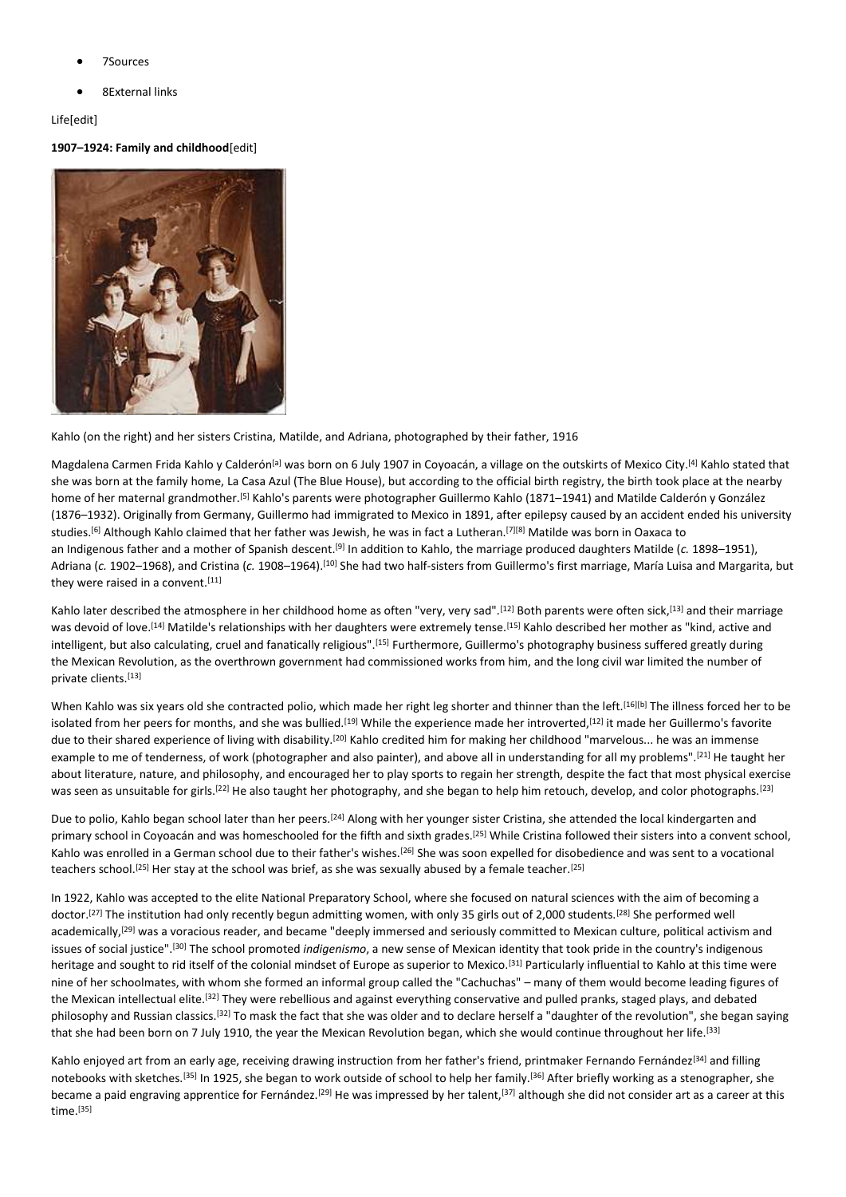- 7Sources
- 8External links

Life[edit]

**1907–1924: Family and childhood**[edit]

Kahlo (on the right) and her sisters Cristina, Matilde, and Adriana, photographed by their father, 1916

Magdalena Carmen Frida Kahlo y Calderón[a] was born on 6 July 1907 in Coyoacán, a village on the outskirts of Mexico City.[4] Kahlo stated that she was born at the family home, La Casa Azul (The Blue House), but according to the official birth registry, the birth took place at the nearby home of her maternal grandmother.[5] Kahlo's parents were photographer Guillermo Kahlo (1871–1941) and Matilde Calderón y González (1876–1932). Originally from Germany, Guillermo had immigrated to Mexico in 1891, after epilepsy caused by an accident ended his university studies.[6] Although Kahlo claimed that her father was Jewish, he was in fact a Lutheran.[7][8] Matilde was born in Oaxaca to an Indigenous father and a mother of Spanish descent.[9] In addition to Kahlo, the marriage produced daughters Matilde (*c.* 1898–1951), Adriana (*c.* 1902–1968), and Cristina (*c.* 1908–1964).[10] She had two half-sisters from Guillermo's first marriage, María Luisa and Margarita, but they were raised in a convent.[11]

Kahlo later described the atmosphere in her childhood home as often "very, very sad".[12] Both parents were often sick,[13] and their marriage was devoid of love.[14] Matilde's relationships with her daughters were extremely tense.[15] Kahlo described her mother as "kind, active and intelligent, but also calculating, cruel and fanatically religious".[15] Furthermore, Guillermo's photography business suffered greatly during the Mexican Revolution, as the overthrown government had commissioned works from him, and the long civil war limited the number of private clients.[13]

When Kahlo was six years old she contracted polio, which made her right leg shorter and thinner than the left.[16][b] The illness forced her to be isolated from her peers for months, and she was bullied.[19] While the experience made her introverted,[12] it made her Guillermo's favorite due to their shared experience of living with disability.[20] Kahlo credited him for making her childhood "marvelous... he was an immense example to me of tenderness, of work (photographer and also painter), and above all in understanding for all my problems".[21] He taught her about literature, nature, and philosophy, and encouraged her to play sports to regain her strength, despite the fact that most physical exercise was seen as unsuitable for girls.[22] He also taught her photography, and she began to help him retouch, develop, and color photographs.[23]

Due to polio, Kahlo began school later than her peers.[24] Along with her younger sister Cristina, she attended the local kindergarten and primary school in Coyoacán and was homeschooled for the fifth and sixth grades.[25] While Cristina followed their sisters into a convent school, Kahlo was enrolled in a German school due to their father's wishes.[26] She was soon expelled for disobedience and was sent to a vocational teachers school.[25] Her stay at the school was brief, as she was sexually abused by a female teacher.[25]

In 1922, Kahlo was accepted to the elite National Preparatory School, where she focused on natural sciences with the aim of becoming a doctor.[27] The institution had only recently begun admitting women, with only 35 girls out of 2,000 students.[28] She performed well academically,[29] was a voracious reader, and became "deeply immersed and seriously committed to Mexican culture, political activism and issues of social justice".[30] The school promoted *indigenismo*, a new sense of Mexican identity that took pride in the country's indigenous heritage and sought to rid itself of the colonial mindset of Europe as superior to Mexico.[31] Particularly influential to Kahlo at this time were nine of her schoolmates, with whom she formed an informal group called the "Cachuchas" – many of them would become leading figures of the Mexican intellectual elite.[32] They were rebellious and against everything conservative and pulled pranks, staged plays, and debated philosophy and Russian classics.[32] To mask the fact that she was older and to declare herself a "daughter of the revolution", she began saying that she had been born on 7 July 1910, the year the Mexican Revolution began, which she would continue throughout her life.[33]

Kahlo enjoyed art from an early age, receiving drawing instruction from her father's friend, printmaker Fernando Fernández[34] and filling notebooks with sketches.[35] In 1925, she began to work outside of school to help her family.[36] After briefly working as a stenographer, she became a paid engraving apprentice for Fernández.[29] He was impressed by her talent,[37] although she did not consider art as a career at this time.[35]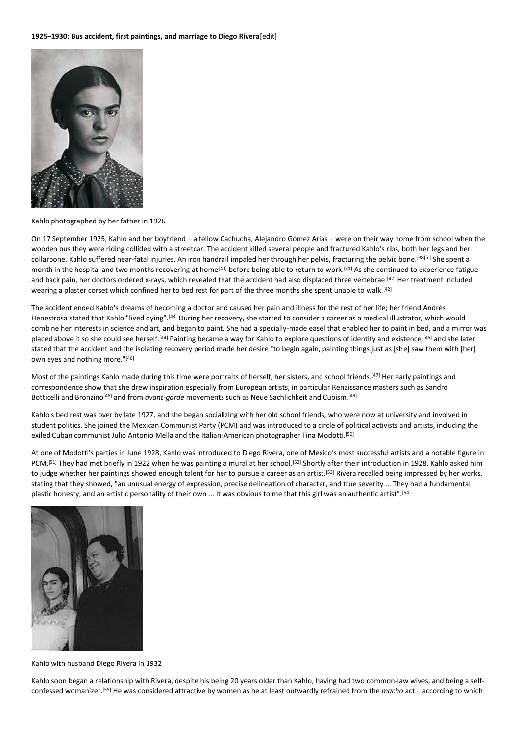**1925–1930: Bus accident, first paintings, and marriage to Diego Rivera**[edit]

Kahlo photographed by her father in 1926

On 17 September 1925, Kahlo and her boyfriend – a fellow Cachucha, Alejandro Gómez Arias – were on their way home from school when the wooden bus they were riding collided with a streetcar. The accident killed several people and fractured Kahlo's ribs, both her legs and her collarbone. Kahlo suffered near-fatal injuries. An iron handrail impaled her through her pelvis, fracturing the pelvic bone.[38][c] She spent a month in the hospital and two months recovering at home[40] before being able to return to work.[41] As she continued to experience fatigue and back pain, her doctors ordered x-rays, which revealed that the accident had also displaced three vertebrae.[42] Her treatment included wearing a plaster corset which confined her to bed rest for part of the three months she spent unable to walk.[42]

The accident ended Kahlo's dreams of becoming a doctor and caused her pain and illness for the rest of her life; her friend Andrés Henestrosa stated that Kahlo "lived dying".[43] During her recovery, she started to consider a career as a medical illustrator, which would combine her interests in science and art, and began to paint. She had a specially-made easel that enabled her to paint in bed, and a mirror was placed above it so she could see herself.[44] Painting became a way for Kahlo to explore questions of identity and existence,[45] and she later stated that the accident and the isolating recovery period made her desire "to begin again, painting things just as [she] saw them with [her] own eyes and nothing more."[46]

Most of the paintings Kahlo made during this time were portraits of herself, her sisters, and school friends.[47] Her early paintings and correspondence show that she drew inspiration especially from European artists, in particular Renaissance masters such as Sandro Botticelli and Bronzino[48] and from *avant-garde* movements such as Neue Sachlichkeit and Cubism.[49]

Kahlo's bed rest was over by late 1927, and she began socializing with her old school friends, who were now at university and involved in student politics. She joined the Mexican Communist Party (PCM) and was introduced to a circle of political activists and artists, including the exiled Cuban communist Julio Antonio Mella and the Italian-American photographer Tina Modotti.[50]

At one of Modotti's parties in June 1928, Kahlo was introduced to Diego Rivera, one of Mexico's most successful artists and a notable figure in PCM.[51] They had met briefly in 1922 when he was painting a mural at her school.[52] Shortly after their introduction in 1928, Kahlo asked him to judge whether her paintings showed enough talent for her to pursue a career as an artist.[53] Rivera recalled being impressed by her works, stating that they showed, "an unusual energy of expression, precise delineation of character, and true severity ... They had a fundamental plastic honesty, and an artistic personality of their own ... It was obvious to me that this girl was an authentic artist".[54]

Kahlo with husband Diego Rivera in 1932

Kahlo soon began a relationship with Rivera, despite his being 20 years older than Kahlo, having had two common-law wives, and being a self-confessed womanizer.[55] He was considered attractive by women as he at least outwardly refrained from the *macho* act – according to which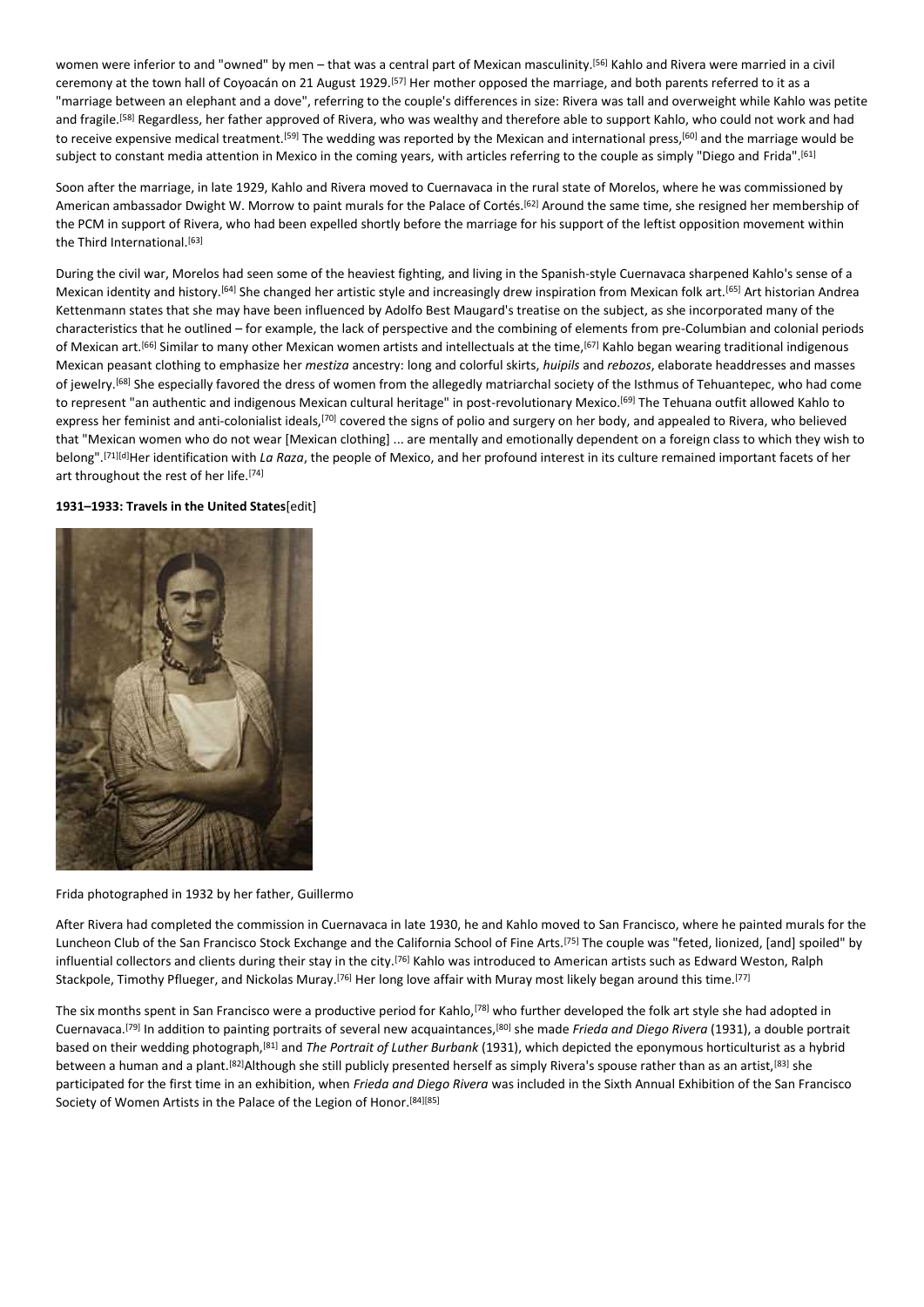women were inferior to and "owned" by men – that was a central part of Mexican masculinity.[56] Kahlo and Rivera were married in a civil ceremony at the town hall of Coyoacán on 21 August 1929.[57] Her mother opposed the marriage, and both parents referred to it as a "marriage between an elephant and a dove", referring to the couple's differences in size: Rivera was tall and overweight while Kahlo was petite and fragile.[58] Regardless, her father approved of Rivera, who was wealthy and therefore able to support Kahlo, who could not work and had to receive expensive medical treatment.[59] The wedding was reported by the Mexican and international press,[60] and the marriage would be subject to constant media attention in Mexico in the coming years, with articles referring to the couple as simply "Diego and Frida".[61]

Soon after the marriage, in late 1929, Kahlo and Rivera moved to Cuernavaca in the rural state of Morelos, where he was commissioned by American ambassador Dwight W. Morrow to paint murals for the Palace of Cortés.[62] Around the same time, she resigned her membership of the PCM in support of Rivera, who had been expelled shortly before the marriage for his support of the leftist opposition movement within the Third International.[63]

During the civil war, Morelos had seen some of the heaviest fighting, and living in the Spanish-style Cuernavaca sharpened Kahlo's sense of a Mexican identity and history.[64] She changed her artistic style and increasingly drew inspiration from Mexican folk art.[65] Art historian Andrea Kettenmann states that she may have been influenced by Adolfo Best Maugard's treatise on the subject, as she incorporated many of the characteristics that he outlined – for example, the lack of perspective and the combining of elements from pre-Columbian and colonial periods of Mexican art.[66] Similar to many other Mexican women artists and intellectuals at the time,[67] Kahlo began wearing traditional indigenous Mexican peasant clothing to emphasize her *mestiza* ancestry: long and colorful skirts, *huipils* and *rebozos*, elaborate headdresses and masses of jewelry.[68] She especially favored the dress of women from the allegedly matriarchal society of the Isthmus of Tehuantepec, who had come to represent "an authentic and indigenous Mexican cultural heritage" in post-revolutionary Mexico.[69] The Tehuana outfit allowed Kahlo to express her feminist and anti-colonialist ideals,[70] covered the signs of polio and surgery on her body, and appealed to Rivera, who believed that "Mexican women who do not wear [Mexican clothing] ... are mentally and emotionally dependent on a foreign class to which they wish to belong".[71][d]Her identification with *La Raza*, the people of Mexico, and her profound interest in its culture remained important facets of her art throughout the rest of her life.[74]

### 1931–1933: Travels in the United States[edit]

Frida photographed in 1932 by her father, Guillermo

After Rivera had completed the commission in Cuernavaca in late 1930, he and Kahlo moved to San Francisco, where he painted murals for the Luncheon Club of the San Francisco Stock Exchange and the California School of Fine Arts.[75] The couple was "feted, lionized, [and] spoiled" by influential collectors and clients during their stay in the city.[76] Kahlo was introduced to American artists such as Edward Weston, Ralph Stackpole, Timothy Pflueger, and Nickolas Muray.[76] Her long love affair with Muray most likely began around this time.[77]

The six months spent in San Francisco were a productive period for Kahlo,[78] who further developed the folk art style she had adopted in Cuernavaca.[79] In addition to painting portraits of several new acquaintances,[80] she made *Frieda and Diego Rivera* (1931), a double portrait based on their wedding photograph,[81] and *The Portrait of Luther Burbank* (1931), which depicted the eponymous horticulturist as a hybrid between a human and a plant.[82]Although she still publicly presented herself as simply Rivera's spouse rather than as an artist,[83] she participated for the first time in an exhibition, when *Frieda and Diego Rivera* was included in the Sixth Annual Exhibition of the San Francisco Society of Women Artists in the Palace of the Legion of Honor.[84][85]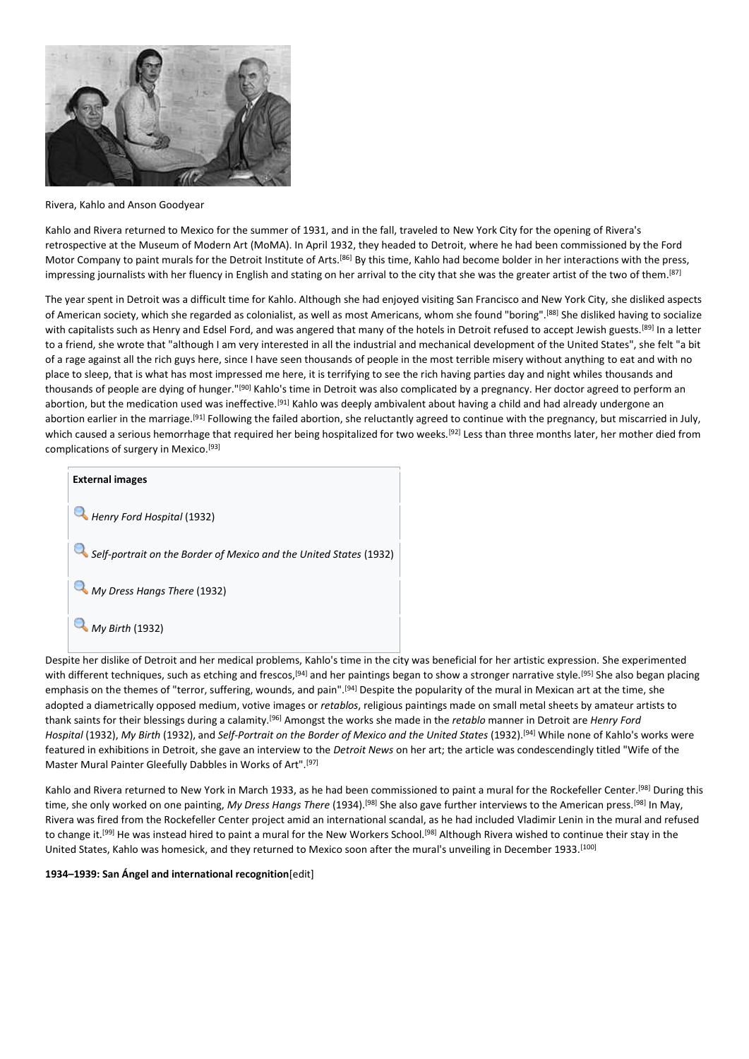Rivera, Kahlo and Anson Goodyear

Kahlo and Rivera returned to Mexico for the summer of 1931, and in the fall, traveled to New York City for the opening of Rivera's retrospective at the Museum of Modern Art (MoMA). In April 1932, they headed to Detroit, where he had been commissioned by the Ford Motor Company to paint murals for the Detroit Institute of Arts.[86] By this time, Kahlo had become bolder in her interactions with the press, impressing journalists with her fluency in English and stating on her arrival to the city that she was the greater artist of the two of them.[87]

The year spent in Detroit was a difficult time for Kahlo. Although she had enjoyed visiting San Francisco and New York City, she disliked aspects of American society, which she regarded as colonialist, as well as most Americans, whom she found "boring".[88] She disliked having to socialize with capitalists such as Henry and Edsel Ford, and was angered that many of the hotels in Detroit refused to accept Jewish guests.[89] In a letter to a friend, she wrote that "although I am very interested in all the industrial and mechanical development of the United States", she felt "a bit of a rage against all the rich guys here, since I have seen thousands of people in the most terrible misery without anything to eat and with no place to sleep, that is what has most impressed me here, it is terrifying to see the rich having parties day and night whiles thousands and thousands of people are dying of hunger."[90] Kahlo's time in Detroit was also complicated by a pregnancy. Her doctor agreed to perform an abortion, but the medication used was ineffective.[91] Kahlo was deeply ambivalent about having a child and had already undergone an abortion earlier in the marriage.[91] Following the failed abortion, she reluctantly agreed to continue with the pregnancy, but miscarried in July, which caused a serious hemorrhage that required her being hospitalized for two weeks.[92] Less than three months later, her mother died from complications of surgery in Mexico.[93]

**External images**

- *Henry Ford Hospital* (1932)
- *Self-portrait on the Border of Mexico and the United States* (1932)
- *My Dress Hangs There* (1932)
- *My Birth* (1932)

Despite her dislike of Detroit and her medical problems, Kahlo's time in the city was beneficial for her artistic expression. She experimented with different techniques, such as etching and frescos,[94] and her paintings began to show a stronger narrative style.[95] She also began placing emphasis on the themes of "terror, suffering, wounds, and pain".[94] Despite the popularity of the mural in Mexican art at the time, she adopted a diametrically opposed medium, votive images or *retablos*, religious paintings made on small metal sheets by amateur artists to thank saints for their blessings during a calamity.[96] Amongst the works she made in the *retablo* manner in Detroit are *Henry Ford Hospital* (1932), *My Birth* (1932), and *Self-Portrait on the Border of Mexico and the United States* (1932).[94] While none of Kahlo's works were featured in exhibitions in Detroit, she gave an interview to the *Detroit News* on her art; the article was condescendingly titled "Wife of the Master Mural Painter Gleefully Dabbles in Works of Art".[97]

Kahlo and Rivera returned to New York in March 1933, as he had been commissioned to paint a mural for the Rockefeller Center.[98] During this time, she only worked on one painting, *My Dress Hangs There* (1934).[98] She also gave further interviews to the American press.[98] In May, Rivera was fired from the Rockefeller Center project amid an international scandal, as he had included Vladimir Lenin in the mural and refused to change it.[99] He was instead hired to paint a mural for the New Workers School.[98] Although Rivera wished to continue their stay in the United States, Kahlo was homesick, and they returned to Mexico soon after the mural's unveiling in December 1933.[100]

### 1934–1939: San Ángel and international recognition[edit]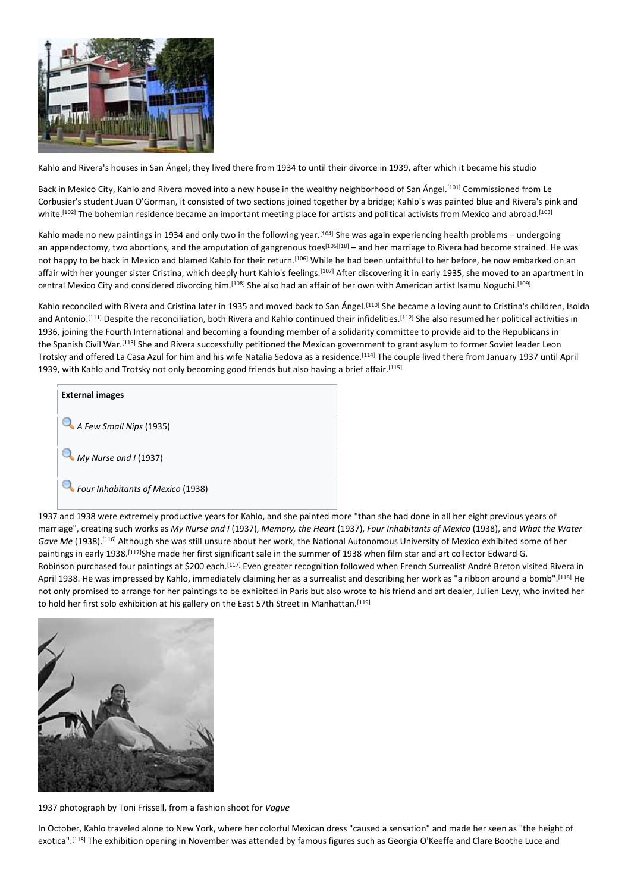Kahlo and Rivera's houses in San Ángel; they lived there from 1934 to until their divorce in 1939, after which it became his studio

Back in Mexico City, Kahlo and Rivera moved into a new house in the wealthy neighborhood of San Ángel.[101] Commissioned from Le Corbusier's student Juan O'Gorman, it consisted of two sections joined together by a bridge; Kahlo's was painted blue and Rivera's pink and white.[102] The bohemian residence became an important meeting place for artists and political activists from Mexico and abroad.[103]

Kahlo made no new paintings in 1934 and only two in the following year.[104] She was again experiencing health problems – undergoing an appendectomy, two abortions, and the amputation of gangrenous toes[105][18] – and her marriage to Rivera had become strained. He was not happy to be back in Mexico and blamed Kahlo for their return.[106] While he had been unfaithful to her before, he now embarked on an affair with her younger sister Cristina, which deeply hurt Kahlo's feelings.[107] After discovering it in early 1935, she moved to an apartment in central Mexico City and considered divorcing him.[108] She also had an affair of her own with American artist Isamu Noguchi.[109]

Kahlo reconciled with Rivera and Cristina later in 1935 and moved back to San Ángel.[110] She became a loving aunt to Cristina's children, Isolda and Antonio.[111] Despite the reconciliation, both Rivera and Kahlo continued their infidelities.[112] She also resumed her political activities in 1936, joining the Fourth International and becoming a founding member of a solidarity committee to provide aid to the Republicans in the Spanish Civil War.[113] She and Rivera successfully petitioned the Mexican government to grant asylum to former Soviet leader Leon Trotsky and offered La Casa Azul for him and his wife Natalia Sedova as a residence.[114] The couple lived there from January 1937 until April 1939, with Kahlo and Trotsky not only becoming good friends but also having a brief affair.[115]

**External images**

- *A Few Small Nips* (1935)
- *My Nurse and I* (1937)
- *Four Inhabitants of Mexico* (1938)

1937 and 1938 were extremely productive years for Kahlo, and she painted more "than she had done in all her eight previous years of marriage", creating such works as *My Nurse and I* (1937), *Memory, the Heart* (1937), *Four Inhabitants of Mexico* (1938), and *What the Water Gave Me* (1938).[116] Although she was still unsure about her work, the National Autonomous University of Mexico exhibited some of her paintings in early 1938.[117]She made her first significant sale in the summer of 1938 when film star and art collector Edward G. Robinson purchased four paintings at $200 each.[117] Even greater recognition followed when French Surrealist André Breton visited Rivera in April 1938. He was impressed by Kahlo, immediately claiming her as a surrealist and describing her work as "a ribbon around a bomb".[118] He not only promised to arrange for her paintings to be exhibited in Paris but also wrote to his friend and art dealer, Julien Levy, who invited her to hold her first solo exhibition at his gallery on the East 57th Street in Manhattan.[119]

1937 photograph by Toni Frissell, from a fashion shoot for *Vogue*

In October, Kahlo traveled alone to New York, where her colorful Mexican dress "caused a sensation" and made her seen as "the height of exotica".[118] The exhibition opening in November was attended by famous figures such as Georgia O'Keeffe and Clare Boothe Luce and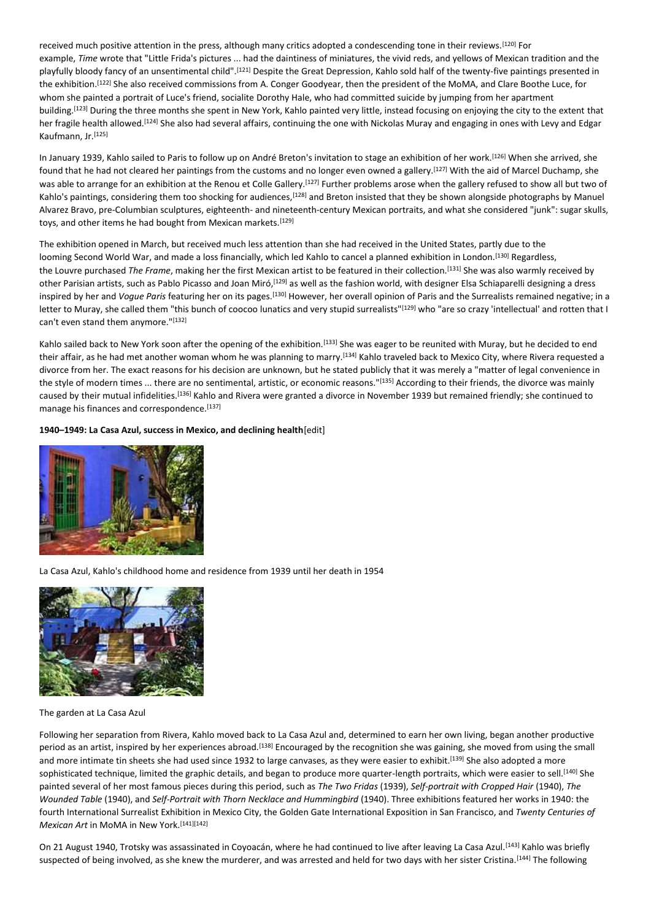received much positive attention in the press, although many critics adopted a condescending tone in their reviews.[120] For example, *Time* wrote that "Little Frida's pictures ... had the daintiness of miniatures, the vivid reds, and yellows of Mexican tradition and the playfully bloody fancy of an unsentimental child".[121] Despite the Great Depression, Kahlo sold half of the twenty-five paintings presented in the exhibition.[122] She also received commissions from A. Conger Goodyear, then the president of the MoMA, and Clare Boothe Luce, for whom she painted a portrait of Luce's friend, socialite Dorothy Hale, who had committed suicide by jumping from her apartment building.[123] During the three months she spent in New York, Kahlo painted very little, instead focusing on enjoying the city to the extent that her fragile health allowed.[124] She also had several affairs, continuing the one with Nickolas Muray and engaging in ones with Levy and Edgar Kaufmann, Jr.[125]

In January 1939, Kahlo sailed to Paris to follow up on André Breton's invitation to stage an exhibition of her work.[126] When she arrived, she found that he had not cleared her paintings from the customs and no longer even owned a gallery.[127] With the aid of Marcel Duchamp, she was able to arrange for an exhibition at the Renou et Colle Gallery.[127] Further problems arose when the gallery refused to show all but two of Kahlo's paintings, considering them too shocking for audiences,[128] and Breton insisted that they be shown alongside photographs by Manuel Alvarez Bravo, pre-Columbian sculptures, eighteenth- and nineteenth-century Mexican portraits, and what she considered "junk": sugar skulls, toys, and other items he had bought from Mexican markets.[129]

The exhibition opened in March, but received much less attention than she had received in the United States, partly due to the looming Second World War, and made a loss financially, which led Kahlo to cancel a planned exhibition in London.[130] Regardless, the Louvre purchased *The Frame*, making her the first Mexican artist to be featured in their collection.[131] She was also warmly received by other Parisian artists, such as Pablo Picasso and Joan Miró,[129] as well as the fashion world, with designer Elsa Schiaparelli designing a dress inspired by her and *Vogue Paris* featuring her on its pages.[130] However, her overall opinion of Paris and the Surrealists remained negative; in a letter to Muray, she called them "this bunch of coocoo lunatics and very stupid surrealists"[129] who "are so crazy 'intellectual' and rotten that I can't even stand them anymore."[132]

Kahlo sailed back to New York soon after the opening of the exhibition.[133] She was eager to be reunited with Muray, but he decided to end their affair, as he had met another woman whom he was planning to marry.[134] Kahlo traveled back to Mexico City, where Rivera requested a divorce from her. The exact reasons for his decision are unknown, but he stated publicly that it was merely a "matter of legal convenience in the style of modern times ... there are no sentimental, artistic, or economic reasons."[135] According to their friends, the divorce was mainly caused by their mutual infidelities.[136] Kahlo and Rivera were granted a divorce in November 1939 but remained friendly; she continued to manage his finances and correspondence.[137]

#### 1940–1949: La Casa Azul, success in Mexico, and declining health[edit]

La Casa Azul, Kahlo's childhood home and residence from 1939 until her death in 1954

The garden at La Casa Azul

Following her separation from Rivera, Kahlo moved back to La Casa Azul and, determined to earn her own living, began another productive period as an artist, inspired by her experiences abroad.[138] Encouraged by the recognition she was gaining, she moved from using the small and more intimate tin sheets she had used since 1932 to large canvases, as they were easier to exhibit.[139] She also adopted a more sophisticated technique, limited the graphic details, and began to produce more quarter-length portraits, which were easier to sell.[140] She painted several of her most famous pieces during this period, such as *The Two Fridas* (1939), *Self-portrait with Cropped Hair* (1940), *The Wounded Table* (1940), and *Self-Portrait with Thorn Necklace and Hummingbird* (1940). Three exhibitions featured her works in 1940: the fourth International Surrealist Exhibition in Mexico City, the Golden Gate International Exposition in San Francisco, and *Twenty Centuries of Mexican Art* in MoMA in New York.[141][142]

On 21 August 1940, Trotsky was assassinated in Coyoacán, where he had continued to live after leaving La Casa Azul.[143] Kahlo was briefly suspected of being involved, as she knew the murderer, and was arrested and held for two days with her sister Cristina.[144] The following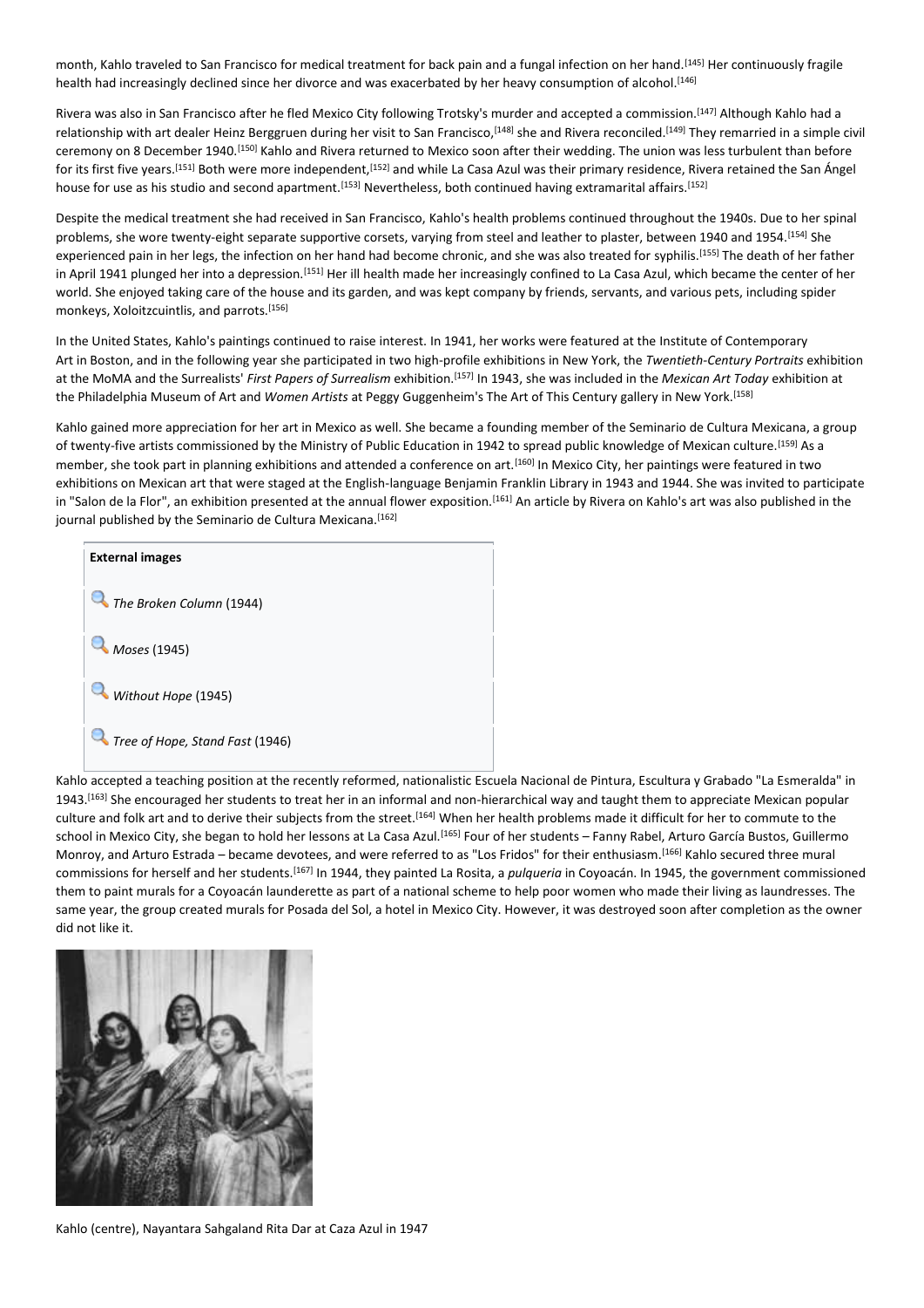month, Kahlo traveled to San Francisco for medical treatment for back pain and a fungal infection on her hand.[145] Her continuously fragile health had increasingly declined since her divorce and was exacerbated by her heavy consumption of alcohol.[146]

Rivera was also in San Francisco after he fled Mexico City following Trotsky's murder and accepted a commission.[147] Although Kahlo had a relationship with art dealer Heinz Berggruen during her visit to San Francisco,[148] she and Rivera reconciled.[149] They remarried in a simple civil ceremony on 8 December 1940.[150] Kahlo and Rivera returned to Mexico soon after their wedding. The union was less turbulent than before for its first five years.[151] Both were more independent,[152] and while La Casa Azul was their primary residence, Rivera retained the San Ángel house for use as his studio and second apartment.[153] Nevertheless, both continued having extramarital affairs.[152]

Despite the medical treatment she had received in San Francisco, Kahlo's health problems continued throughout the 1940s. Due to her spinal problems, she wore twenty-eight separate supportive corsets, varying from steel and leather to plaster, between 1940 and 1954.[154] She experienced pain in her legs, the infection on her hand had become chronic, and she was also treated for syphilis.[155] The death of her father in April 1941 plunged her into a depression.[151] Her ill health made her increasingly confined to La Casa Azul, which became the center of her world. She enjoyed taking care of the house and its garden, and was kept company by friends, servants, and various pets, including spider monkeys, Xoloitzcuintlis, and parrots.[156]

In the United States, Kahlo's paintings continued to raise interest. In 1941, her works were featured at the Institute of Contemporary Art in Boston, and in the following year she participated in two high-profile exhibitions in New York, the *Twentieth-Century Portraits* exhibition at the MoMA and the Surrealists' *First Papers of Surrealism* exhibition.[157] In 1943, she was included in the *Mexican Art Today* exhibition at the Philadelphia Museum of Art and *Women Artists* at Peggy Guggenheim's The Art of This Century gallery in New York.[158]

Kahlo gained more appreciation for her art in Mexico as well. She became a founding member of the Seminario de Cultura Mexicana, a group of twenty-five artists commissioned by the Ministry of Public Education in 1942 to spread public knowledge of Mexican culture.[159] As a member, she took part in planning exhibitions and attended a conference on art.[160] In Mexico City, her paintings were featured in two exhibitions on Mexican art that were staged at the English-language Benjamin Franklin Library in 1943 and 1944. She was invited to participate in "Salon de la Flor", an exhibition presented at the annual flower exposition.[161] An article by Rivera on Kahlo's art was also published in the journal published by the Seminario de Cultura Mexicana.[162]

| External images |
| --- |
| *The Broken Column* (1944) |
| *Moses* (1945) |
| *Without Hope* (1945) |
| *Tree of Hope, Stand Fast* (1946) |

Kahlo accepted a teaching position at the recently reformed, nationalistic Escuela Nacional de Pintura, Escultura y Grabado "La Esmeralda" in 1943.[163] She encouraged her students to treat her in an informal and non-hierarchical way and taught them to appreciate Mexican popular culture and folk art and to derive their subjects from the street.[164] When her health problems made it difficult for her to commute to the school in Mexico City, she began to hold her lessons at La Casa Azul.[165] Four of her students – Fanny Rabel, Arturo García Bustos, Guillermo Monroy, and Arturo Estrada – became devotees, and were referred to as "Los Fridos" for their enthusiasm.[166] Kahlo secured three mural commissions for herself and her students.[167] In 1944, they painted La Rosita, a *pulqueria* in Coyoacán. In 1945, the government commissioned them to paint murals for a Coyoacán launderette as part of a national scheme to help poor women who made their living as laundresses. The same year, the group created murals for Posada del Sol, a hotel in Mexico City. However, it was destroyed soon after completion as the owner did not like it.

Kahlo (centre), Nayantara Sahgaland Rita Dar at Caza Azul in 1947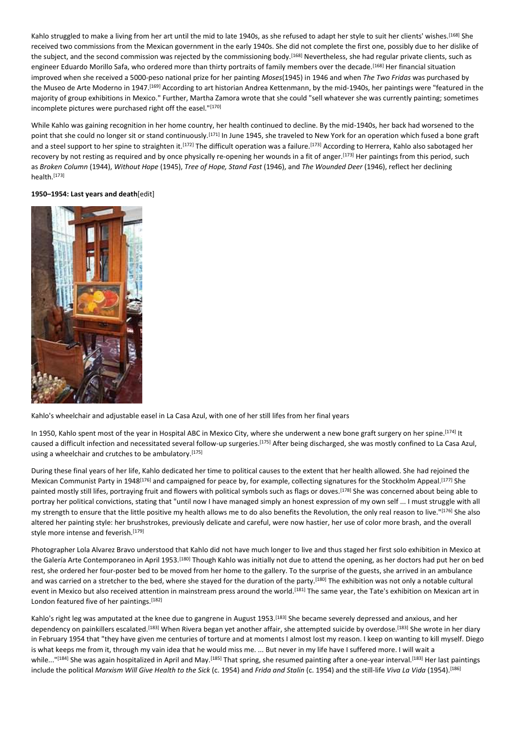Kahlo struggled to make a living from her art until the mid to late 1940s, as she refused to adapt her style to suit her clients' wishes.[168] She received two commissions from the Mexican government in the early 1940s. She did not complete the first one, possibly due to her dislike of the subject, and the second commission was rejected by the commissioning body.[168] Nevertheless, she had regular private clients, such as engineer Eduardo Morillo Safa, who ordered more than thirty portraits of family members over the decade.[168] Her financial situation improved when she received a 5000-peso national prize for her painting *Moses*(1945) in 1946 and when *The Two Fridas* was purchased by the Museo de Arte Moderno in 1947.[169] According to art historian Andrea Kettenmann, by the mid-1940s, her paintings were "featured in the majority of group exhibitions in Mexico." Further, Martha Zamora wrote that she could "sell whatever she was currently painting; sometimes incomplete pictures were purchased right off the easel."[170]

While Kahlo was gaining recognition in her home country, her health continued to decline. By the mid-1940s, her back had worsened to the point that she could no longer sit or stand continuously.[171] In June 1945, she traveled to New York for an operation which fused a bone graft and a steel support to her spine to straighten it.[172] The difficult operation was a failure.[173] According to Herrera, Kahlo also sabotaged her recovery by not resting as required and by once physically re-opening her wounds in a fit of anger.[173] Her paintings from this period, such as *Broken Column* (1944), *Without Hope* (1945), *Tree of Hope, Stand Fast* (1946), and *The Wounded Deer* (1946), reflect her declining health.[173]

**1950–1954: Last years and death**[edit]

Kahlo's wheelchair and adjustable easel in La Casa Azul, with one of her still lifes from her final years

In 1950, Kahlo spent most of the year in Hospital ABC in Mexico City, where she underwent a new bone graft surgery on her spine.[174] It caused a difficult infection and necessitated several follow-up surgeries.[175] After being discharged, she was mostly confined to La Casa Azul, using a wheelchair and crutches to be ambulatory.[175]

During these final years of her life, Kahlo dedicated her time to political causes to the extent that her health allowed. She had rejoined the Mexican Communist Party in 1948[176] and campaigned for peace by, for example, collecting signatures for the Stockholm Appeal.[177] She painted mostly still lifes, portraying fruit and flowers with political symbols such as flags or doves.[178] She was concerned about being able to portray her political convictions, stating that "until now I have managed simply an honest expression of my own self ... I must struggle with all my strength to ensure that the little positive my health allows me to do also benefits the Revolution, the only real reason to live."[176] She also altered her painting style: her brushstrokes, previously delicate and careful, were now hastier, her use of color more brash, and the overall style more intense and feverish.[179]

Photographer Lola Alvarez Bravo understood that Kahlo did not have much longer to live and thus staged her first solo exhibition in Mexico at the Galería Arte Contemporaneo in April 1953.[180] Though Kahlo was initially not due to attend the opening, as her doctors had put her on bed rest, she ordered her four-poster bed to be moved from her home to the gallery. To the surprise of the guests, she arrived in an ambulance and was carried on a stretcher to the bed, where she stayed for the duration of the party.[180] The exhibition was not only a notable cultural event in Mexico but also received attention in mainstream press around the world.[181] The same year, the Tate's exhibition on Mexican art in London featured five of her paintings.[182]

Kahlo's right leg was amputated at the knee due to gangrene in August 1953.[183] She became severely depressed and anxious, and her dependency on painkillers escalated.[183] When Rivera began yet another affair, she attempted suicide by overdose.[183] She wrote in her diary in February 1954 that "they have given me centuries of torture and at moments I almost lost my reason. I keep on wanting to kill myself. Diego is what keeps me from it, through my vain idea that he would miss me. ... But never in my life have I suffered more. I will wait a while..."[184] She was again hospitalized in April and May.[185] That spring, she resumed painting after a one-year interval.[183] Her last paintings include the political *Marxism Will Give Health to the Sick* (c. 1954) and *Frida and Stalin* (c. 1954) and the still-life *Viva La Vida* (1954).[186]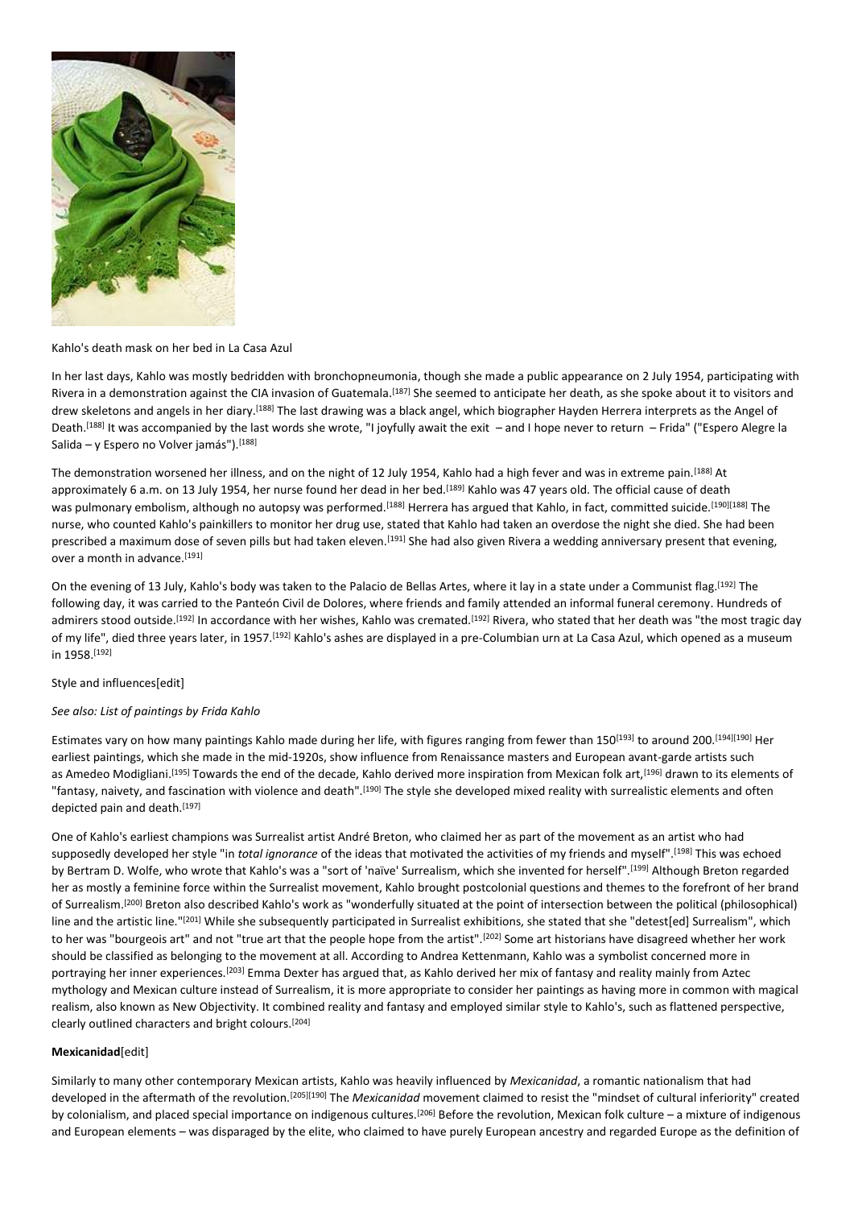Kahlo's death mask on her bed in La Casa Azul

In her last days, Kahlo was mostly bedridden with bronchopneumonia, though she made a public appearance on 2 July 1954, participating with Rivera in a demonstration against the CIA invasion of Guatemala.[187] She seemed to anticipate her death, as she spoke about it to visitors and drew skeletons and angels in her diary.[188] The last drawing was a black angel, which biographer Hayden Herrera interprets as the Angel of Death.[188] It was accompanied by the last words she wrote, "I joyfully await the exit – and I hope never to return – Frida" ("Espero Alegre la Salida – y Espero no Volver jamás").[188]

The demonstration worsened her illness, and on the night of 12 July 1954, Kahlo had a high fever and was in extreme pain.[188] At approximately 6 a.m. on 13 July 1954, her nurse found her dead in her bed.[189] Kahlo was 47 years old. The official cause of death was pulmonary embolism, although no autopsy was performed.[188] Herrera has argued that Kahlo, in fact, committed suicide.[190][188] The nurse, who counted Kahlo's painkillers to monitor her drug use, stated that Kahlo had taken an overdose the night she died. She had been prescribed a maximum dose of seven pills but had taken eleven.[191] She had also given Rivera a wedding anniversary present that evening, over a month in advance.[191]

On the evening of 13 July, Kahlo's body was taken to the Palacio de Bellas Artes, where it lay in a state under a Communist flag.[192] The following day, it was carried to the Panteón Civil de Dolores, where friends and family attended an informal funeral ceremony. Hundreds of admirers stood outside.[192] In accordance with her wishes, Kahlo was cremated.[192] Rivera, who stated that her death was "the most tragic day of my life", died three years later, in 1957.[192] Kahlo's ashes are displayed in a pre-Columbian urn at La Casa Azul, which opened as a museum in 1958.[192]

## Style and influences[edit]

*See also: List of paintings by Frida Kahlo*

Estimates vary on how many paintings Kahlo made during her life, with figures ranging from fewer than 150[193] to around 200.[194][190] Her earliest paintings, which she made in the mid-1920s, show influence from Renaissance masters and European avant-garde artists such as Amedeo Modigliani.[195] Towards the end of the decade, Kahlo derived more inspiration from Mexican folk art,[196] drawn to its elements of "fantasy, naivety, and fascination with violence and death".[190] The style she developed mixed reality with surrealistic elements and often depicted pain and death.[197]

One of Kahlo's earliest champions was Surrealist artist André Breton, who claimed her as part of the movement as an artist who had supposedly developed her style "in *total ignorance* of the ideas that motivated the activities of my friends and myself".[198] This was echoed by Bertram D. Wolfe, who wrote that Kahlo's was a "sort of 'naïve' Surrealism, which she invented for herself".[199] Although Breton regarded her as mostly a feminine force within the Surrealist movement, Kahlo brought postcolonial questions and themes to the forefront of her brand of Surrealism.[200] Breton also described Kahlo's work as "wonderfully situated at the point of intersection between the political (philosophical) line and the artistic line."[201] While she subsequently participated in Surrealist exhibitions, she stated that she "detest[ed] Surrealism", which to her was "bourgeois art" and not "true art that the people hope from the artist".[202] Some art historians have disagreed whether her work should be classified as belonging to the movement at all. According to Andrea Kettenmann, Kahlo was a symbolist concerned more in portraying her inner experiences.[203] Emma Dexter has argued that, as Kahlo derived her mix of fantasy and reality mainly from Aztec mythology and Mexican culture instead of Surrealism, it is more appropriate to consider her paintings as having more in common with magical realism, also known as New Objectivity. It combined reality and fantasy and employed similar style to Kahlo's, such as flattened perspective, clearly outlined characters and bright colours.[204]

### **Mexicanidad**[edit]

Similarly to many other contemporary Mexican artists, Kahlo was heavily influenced by *Mexicanidad*, a romantic nationalism that had developed in the aftermath of the revolution.[205][190] The *Mexicanidad* movement claimed to resist the "mindset of cultural inferiority" created by colonialism, and placed special importance on indigenous cultures.[206] Before the revolution, Mexican folk culture – a mixture of indigenous and European elements – was disparaged by the elite, who claimed to have purely European ancestry and regarded Europe as the definition of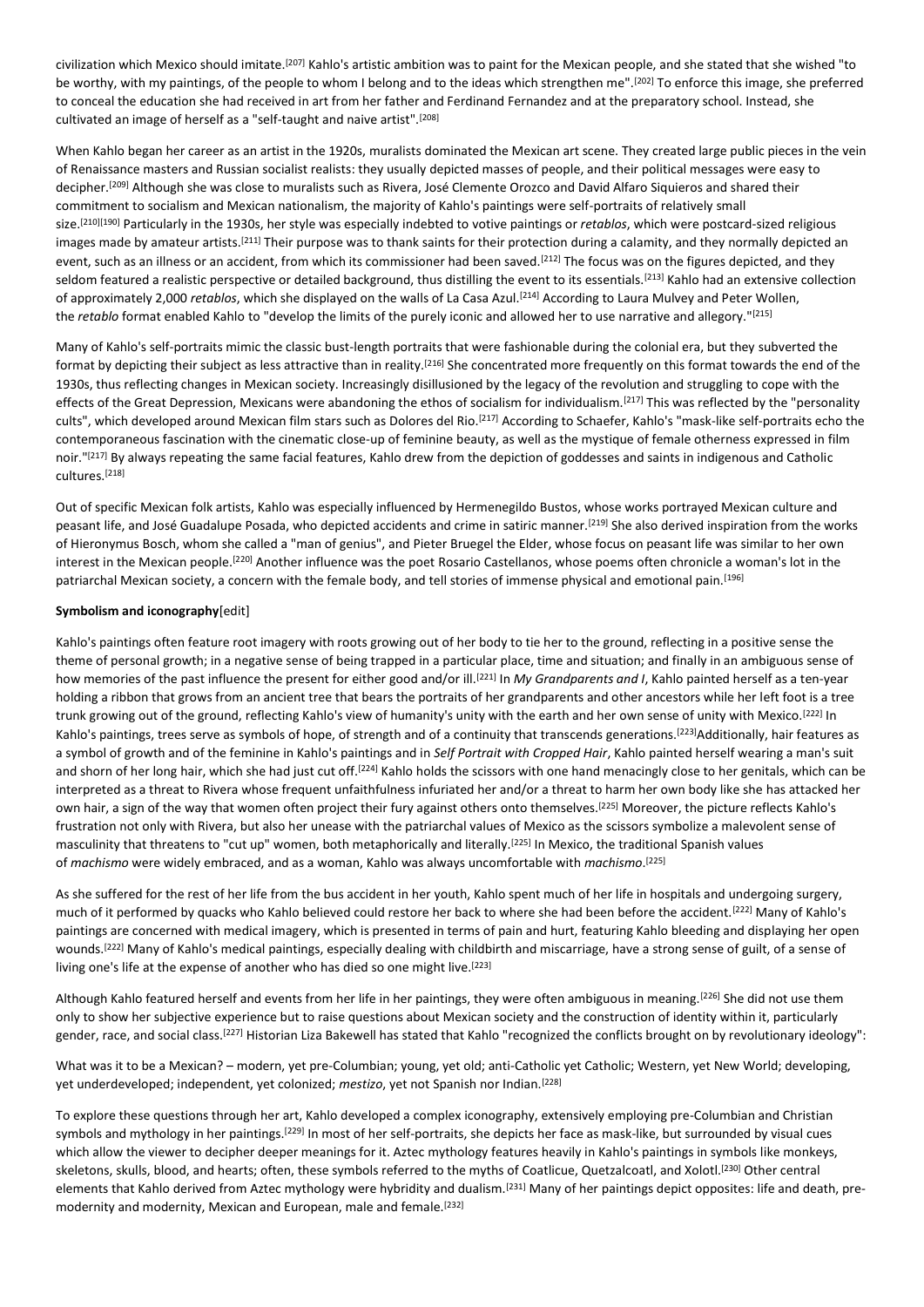civilization which Mexico should imitate.[207] Kahlo's artistic ambition was to paint for the Mexican people, and she stated that she wished "to be worthy, with my paintings, of the people to whom I belong and to the ideas which strengthen me".[202] To enforce this image, she preferred to conceal the education she had received in art from her father and Ferdinand Fernandez and at the preparatory school. Instead, she cultivated an image of herself as a "self-taught and naive artist".[208]

When Kahlo began her career as an artist in the 1920s, muralists dominated the Mexican art scene. They created large public pieces in the vein of Renaissance masters and Russian socialist realists: they usually depicted masses of people, and their political messages were easy to decipher.[209] Although she was close to muralists such as Rivera, José Clemente Orozco and David Alfaro Siquieros and shared their commitment to socialism and Mexican nationalism, the majority of Kahlo's paintings were self-portraits of relatively small size.[210][190] Particularly in the 1930s, her style was especially indebted to votive paintings or *retablos*, which were postcard-sized religious images made by amateur artists.[211] Their purpose was to thank saints for their protection during a calamity, and they normally depicted an event, such as an illness or an accident, from which its commissioner had been saved.[212] The focus was on the figures depicted, and they seldom featured a realistic perspective or detailed background, thus distilling the event to its essentials.[213] Kahlo had an extensive collection of approximately 2,000 *retablos*, which she displayed on the walls of La Casa Azul.[214] According to Laura Mulvey and Peter Wollen, the *retablo* format enabled Kahlo to "develop the limits of the purely iconic and allowed her to use narrative and allegory."[215]

Many of Kahlo's self-portraits mimic the classic bust-length portraits that were fashionable during the colonial era, but they subverted the format by depicting their subject as less attractive than in reality.[216] She concentrated more frequently on this format towards the end of the 1930s, thus reflecting changes in Mexican society. Increasingly disillusioned by the legacy of the revolution and struggling to cope with the effects of the Great Depression, Mexicans were abandoning the ethos of socialism for individualism.[217] This was reflected by the "personality cults", which developed around Mexican film stars such as Dolores del Rio.[217] According to Schaefer, Kahlo's "mask-like self-portraits echo the contemporaneous fascination with the cinematic close-up of feminine beauty, as well as the mystique of female otherness expressed in film noir."[217] By always repeating the same facial features, Kahlo drew from the depiction of goddesses and saints in indigenous and Catholic cultures.[218]

Out of specific Mexican folk artists, Kahlo was especially influenced by Hermenegildo Bustos, whose works portrayed Mexican culture and peasant life, and José Guadalupe Posada, who depicted accidents and crime in satiric manner.[219] She also derived inspiration from the works of Hieronymus Bosch, whom she called a "man of genius", and Pieter Bruegel the Elder, whose focus on peasant life was similar to her own interest in the Mexican people.[220] Another influence was the poet Rosario Castellanos, whose poems often chronicle a woman's lot in the patriarchal Mexican society, a concern with the female body, and tell stories of immense physical and emotional pain.[196]

**Symbolism and iconography**[edit]

Kahlo's paintings often feature root imagery with roots growing out of her body to tie her to the ground, reflecting in a positive sense the theme of personal growth; in a negative sense of being trapped in a particular place, time and situation; and finally in an ambiguous sense of how memories of the past influence the present for either good and/or ill.[221] In *My Grandparents and I*, Kahlo painted herself as a ten-year holding a ribbon that grows from an ancient tree that bears the portraits of her grandparents and other ancestors while her left foot is a tree trunk growing out of the ground, reflecting Kahlo's view of humanity's unity with the earth and her own sense of unity with Mexico.[222] In Kahlo's paintings, trees serve as symbols of hope, of strength and of a continuity that transcends generations.[223]Additionally, hair features as a symbol of growth and of the feminine in Kahlo's paintings and in *Self Portrait with Cropped Hair*, Kahlo painted herself wearing a man's suit and shorn of her long hair, which she had just cut off.[224] Kahlo holds the scissors with one hand menacingly close to her genitals, which can be interpreted as a threat to Rivera whose frequent unfaithfulness infuriated her and/or a threat to harm her own body like she has attacked her own hair, a sign of the way that women often project their fury against others onto themselves.[225] Moreover, the picture reflects Kahlo's frustration not only with Rivera, but also her unease with the patriarchal values of Mexico as the scissors symbolize a malevolent sense of masculinity that threatens to "cut up" women, both metaphorically and literally.[225] In Mexico, the traditional Spanish values of *machismo* were widely embraced, and as a woman, Kahlo was always uncomfortable with *machismo*.[225]

As she suffered for the rest of her life from the bus accident in her youth, Kahlo spent much of her life in hospitals and undergoing surgery, much of it performed by quacks who Kahlo believed could restore her back to where she had been before the accident.[222] Many of Kahlo's paintings are concerned with medical imagery, which is presented in terms of pain and hurt, featuring Kahlo bleeding and displaying her open wounds.[222] Many of Kahlo's medical paintings, especially dealing with childbirth and miscarriage, have a strong sense of guilt, of a sense of living one's life at the expense of another who has died so one might live.[223]

Although Kahlo featured herself and events from her life in her paintings, they were often ambiguous in meaning.[226] She did not use them only to show her subjective experience but to raise questions about Mexican society and the construction of identity within it, particularly gender, race, and social class.[227] Historian Liza Bakewell has stated that Kahlo "recognized the conflicts brought on by revolutionary ideology":

What was it to be a Mexican? – modern, yet pre-Columbian; young, yet old; anti-Catholic yet Catholic; Western, yet New World; developing, yet underdeveloped; independent, yet colonized; *mestizo*, yet not Spanish nor Indian.[228]

To explore these questions through her art, Kahlo developed a complex iconography, extensively employing pre-Columbian and Christian symbols and mythology in her paintings.[229] In most of her self-portraits, she depicts her face as mask-like, but surrounded by visual cues which allow the viewer to decipher deeper meanings for it. Aztec mythology features heavily in Kahlo's paintings in symbols like monkeys, skeletons, skulls, blood, and hearts; often, these symbols referred to the myths of Coatlicue, Quetzalcoatl, and Xolotl.[230] Other central elements that Kahlo derived from Aztec mythology were hybridity and dualism.[231] Many of her paintings depict opposites: life and death, pre-modernity and modernity, Mexican and European, male and female.[232]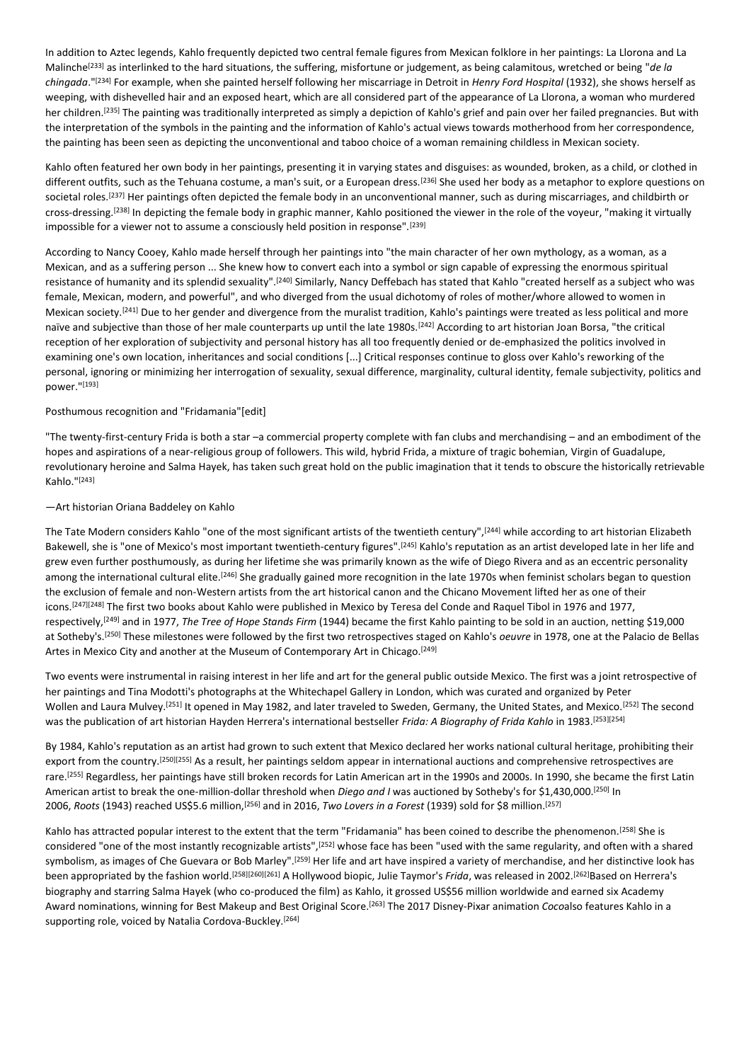In addition to Aztec legends, Kahlo frequently depicted two central female figures from Mexican folklore in her paintings: La Llorona and La Malinche[233] as interlinked to the hard situations, the suffering, misfortune or judgement, as being calamitous, wretched or being "*de la chingada*."[234] For example, when she painted herself following her miscarriage in Detroit in *Henry Ford Hospital* (1932), she shows herself as weeping, with dishevelled hair and an exposed heart, which are all considered part of the appearance of La Llorona, a woman who murdered her children.[235] The painting was traditionally interpreted as simply a depiction of Kahlo's grief and pain over her failed pregnancies. But with the interpretation of the symbols in the painting and the information of Kahlo's actual views towards motherhood from her correspondence, the painting has been seen as depicting the unconventional and taboo choice of a woman remaining childless in Mexican society.

Kahlo often featured her own body in her paintings, presenting it in varying states and disguises: as wounded, broken, as a child, or clothed in different outfits, such as the Tehuana costume, a man's suit, or a European dress.[236] She used her body as a metaphor to explore questions on societal roles.[237] Her paintings often depicted the female body in an unconventional manner, such as during miscarriages, and childbirth or cross-dressing.[238] In depicting the female body in graphic manner, Kahlo positioned the viewer in the role of the voyeur, "making it virtually impossible for a viewer not to assume a consciously held position in response".[239]

According to Nancy Cooey, Kahlo made herself through her paintings into "the main character of her own mythology, as a woman, as a Mexican, and as a suffering person ... She knew how to convert each into a symbol or sign capable of expressing the enormous spiritual resistance of humanity and its splendid sexuality".[240] Similarly, Nancy Deffebach has stated that Kahlo "created herself as a subject who was female, Mexican, modern, and powerful", and who diverged from the usual dichotomy of roles of mother/whore allowed to women in Mexican society.[241] Due to her gender and divergence from the muralist tradition, Kahlo's paintings were treated as less political and more naïve and subjective than those of her male counterparts up until the late 1980s.[242] According to art historian Joan Borsa, "the critical reception of her exploration of subjectivity and personal history has all too frequently denied or de-emphasized the politics involved in examining one's own location, inheritances and social conditions [...] Critical responses continue to gloss over Kahlo's reworking of the personal, ignoring or minimizing her interrogation of sexuality, sexual difference, marginality, cultural identity, female subjectivity, politics and power."[193]

## Posthumous recognition and "Fridamania"[edit]

"The twenty-first-century Frida is both a star –a commercial property complete with fan clubs and merchandising – and an embodiment of the hopes and aspirations of a near-religious group of followers. This wild, hybrid Frida, a mixture of tragic bohemian, Virgin of Guadalupe, revolutionary heroine and Salma Hayek, has taken such great hold on the public imagination that it tends to obscure the historically retrievable Kahlo."[243]

—Art historian Oriana Baddeley on Kahlo

The Tate Modern considers Kahlo "one of the most significant artists of the twentieth century",[244] while according to art historian Elizabeth Bakewell, she is "one of Mexico's most important twentieth-century figures".[245] Kahlo's reputation as an artist developed late in her life and grew even further posthumously, as during her lifetime she was primarily known as the wife of Diego Rivera and as an eccentric personality among the international cultural elite.[246] She gradually gained more recognition in the late 1970s when feminist scholars began to question the exclusion of female and non-Western artists from the art historical canon and the Chicano Movement lifted her as one of their icons.[247][248] The first two books about Kahlo were published in Mexico by Teresa del Conde and Raquel Tibol in 1976 and 1977, respectively,[249] and in 1977, *The Tree of Hope Stands Firm* (1944) became the first Kahlo painting to be sold in an auction, netting $19,000 at Sotheby's.[250] These milestones were followed by the first two retrospectives staged on Kahlo's *oeuvre* in 1978, one at the Palacio de Bellas Artes in Mexico City and another at the Museum of Contemporary Art in Chicago.[249]

Two events were instrumental in raising interest in her life and art for the general public outside Mexico. The first was a joint retrospective of her paintings and Tina Modotti's photographs at the Whitechapel Gallery in London, which was curated and organized by Peter Wollen and Laura Mulvey.[251] It opened in May 1982, and later traveled to Sweden, Germany, the United States, and Mexico.[252] The second was the publication of art historian Hayden Herrera's international bestseller *Frida: A Biography of Frida Kahlo* in 1983.[253][254]

By 1984, Kahlo's reputation as an artist had grown to such extent that Mexico declared her works national cultural heritage, prohibiting their export from the country.[250][255] As a result, her paintings seldom appear in international auctions and comprehensive retrospectives are rare.[255] Regardless, her paintings have still broken records for Latin American art in the 1990s and 2000s. In 1990, she became the first Latin American artist to break the one-million-dollar threshold when *Diego and I* was auctioned by Sotheby's for $1,430,000.[250] In 2006, *Roots* (1943) reached US$5.6 million,[256] and in 2016, *Two Lovers in a Forest* (1939) sold for $8 million.[257]

Kahlo has attracted popular interest to the extent that the term "Fridamania" has been coined to describe the phenomenon.[258] She is considered "one of the most instantly recognizable artists",[252] whose face has been "used with the same regularity, and often with a shared symbolism, as images of Che Guevara or Bob Marley".[259] Her life and art have inspired a variety of merchandise, and her distinctive look has been appropriated by the fashion world.[258][260][261] A Hollywood biopic, Julie Taymor's *Frida*, was released in 2002.[262]Based on Herrera's biography and starring Salma Hayek (who co-produced the film) as Kahlo, it grossed US$56 million worldwide and earned six Academy Award nominations, winning for Best Makeup and Best Original Score.[263] The 2017 Disney-Pixar animation *Coco*also features Kahlo in a supporting role, voiced by Natalia Cordova-Buckley.[264]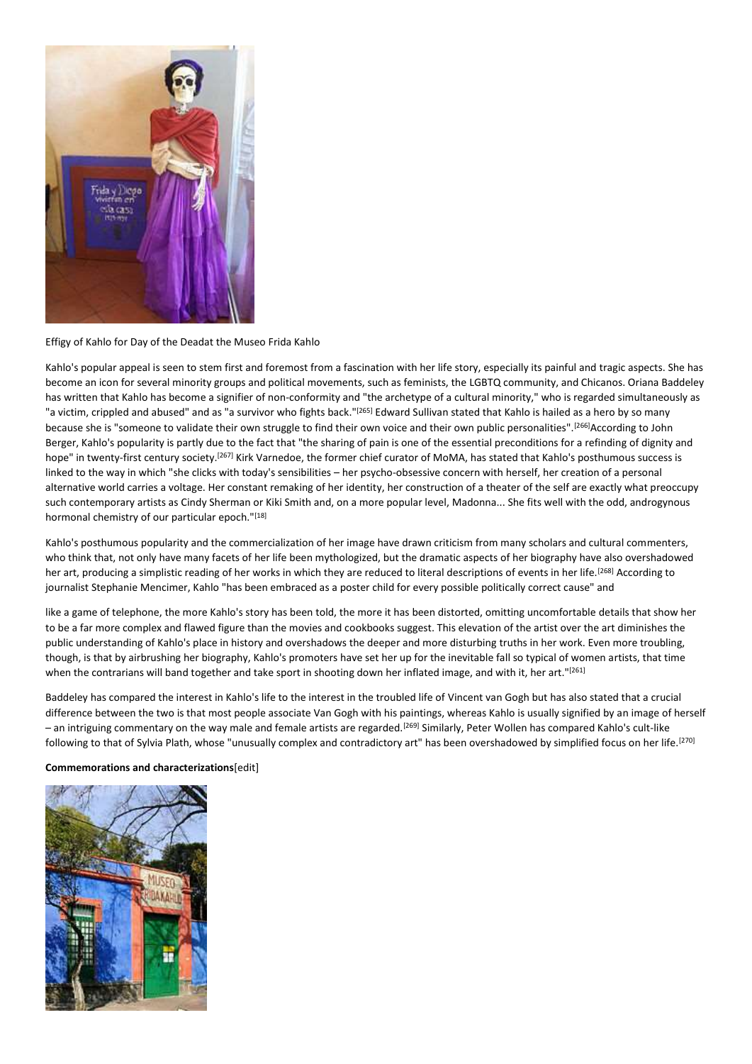Effigy of Kahlo for Day of the Deadat the Museo Frida Kahlo

Kahlo's popular appeal is seen to stem first and foremost from a fascination with her life story, especially its painful and tragic aspects. She has become an icon for several minority groups and political movements, such as feminists, the LGBTQ community, and Chicanos. Oriana Baddeley has written that Kahlo has become a signifier of non-conformity and "the archetype of a cultural minority," who is regarded simultaneously as "a victim, crippled and abused" and as "a survivor who fights back."[265] Edward Sullivan stated that Kahlo is hailed as a hero by so many because she is "someone to validate their own struggle to find their own voice and their own public personalities".[266]According to John Berger, Kahlo's popularity is partly due to the fact that "the sharing of pain is one of the essential preconditions for a refinding of dignity and hope" in twenty-first century society.[267] Kirk Varnedoe, the former chief curator of MoMA, has stated that Kahlo's posthumous success is linked to the way in which "she clicks with today's sensibilities – her psycho-obsessive concern with herself, her creation of a personal alternative world carries a voltage. Her constant remaking of her identity, her construction of a theater of the self are exactly what preoccupy such contemporary artists as Cindy Sherman or Kiki Smith and, on a more popular level, Madonna... She fits well with the odd, androgynous hormonal chemistry of our particular epoch."[18]

Kahlo's posthumous popularity and the commercialization of her image have drawn criticism from many scholars and cultural commenters, who think that, not only have many facets of her life been mythologized, but the dramatic aspects of her biography have also overshadowed her art, producing a simplistic reading of her works in which they are reduced to literal descriptions of events in her life.[268] According to journalist Stephanie Mencimer, Kahlo "has been embraced as a poster child for every possible politically correct cause" and

like a game of telephone, the more Kahlo's story has been told, the more it has been distorted, omitting uncomfortable details that show her to be a far more complex and flawed figure than the movies and cookbooks suggest. This elevation of the artist over the art diminishes the public understanding of Kahlo's place in history and overshadows the deeper and more disturbing truths in her work. Even more troubling, though, is that by airbrushing her biography, Kahlo's promoters have set her up for the inevitable fall so typical of women artists, that time when the contrarians will band together and take sport in shooting down her inflated image, and with it, her art."[261]

Baddeley has compared the interest in Kahlo's life to the interest in the troubled life of Vincent van Gogh but has also stated that a crucial difference between the two is that most people associate Van Gogh with his paintings, whereas Kahlo is usually signified by an image of herself – an intriguing commentary on the way male and female artists are regarded.[269] Similarly, Peter Wollen has compared Kahlo's cult-like following to that of Sylvia Plath, whose "unusually complex and contradictory art" has been overshadowed by simplified focus on her life.[270]

**Commemorations and characterizations**[edit]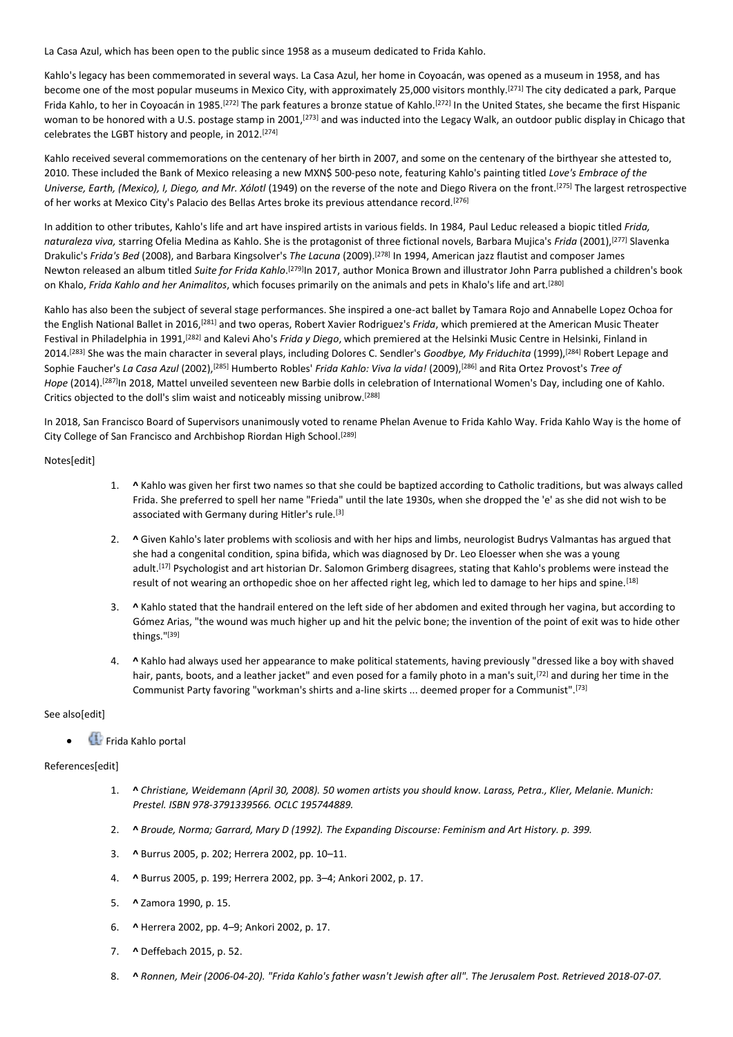La Casa Azul, which has been open to the public since 1958 as a museum dedicated to Frida Kahlo.

Kahlo's legacy has been commemorated in several ways. La Casa Azul, her home in Coyoacán, was opened as a museum in 1958, and has become one of the most popular museums in Mexico City, with approximately 25,000 visitors monthly.[271] The city dedicated a park, Parque Frida Kahlo, to her in Coyoacán in 1985.[272] The park features a bronze statue of Kahlo.[272] In the United States, she became the first Hispanic woman to be honored with a U.S. postage stamp in 2001,[273] and was inducted into the Legacy Walk, an outdoor public display in Chicago that celebrates the LGBT history and people, in 2012.[274]

Kahlo received several commemorations on the centenary of her birth in 2007, and some on the centenary of the birthyear she attested to, 2010. These included the Bank of Mexico releasing a new MXN$ 500-peso note, featuring Kahlo's painting titled *Love's Embrace of the Universe, Earth, (Mexico), I, Diego, and Mr. Xólotl* (1949) on the reverse of the note and Diego Rivera on the front.[275] The largest retrospective of her works at Mexico City's Palacio des Bellas Artes broke its previous attendance record.[276]

In addition to other tributes, Kahlo's life and art have inspired artists in various fields. In 1984, Paul Leduc released a biopic titled *Frida, naturaleza viva,* starring Ofelia Medina as Kahlo. She is the protagonist of three fictional novels, Barbara Mujica's *Frida* (2001),[277] Slavenka Drakulic's *Frida's Bed* (2008), and Barbara Kingsolver's *The Lacuna* (2009).[278] In 1994, American jazz flautist and composer James Newton released an album titled *Suite for Frida Kahlo*.[279]In 2017, author Monica Brown and illustrator John Parra published a children's book on Khalo, *Frida Kahlo and her Animalitos*, which focuses primarily on the animals and pets in Khalo's life and art.[280]

Kahlo has also been the subject of several stage performances. She inspired a one-act ballet by Tamara Rojo and Annabelle Lopez Ochoa for the English National Ballet in 2016,[281] and two operas, Robert Xavier Rodriguez's *Frida*, which premiered at the American Music Theater Festival in Philadelphia in 1991,[282] and Kalevi Aho's *Frida y Diego*, which premiered at the Helsinki Music Centre in Helsinki, Finland in 2014.[283] She was the main character in several plays, including Dolores C. Sendler's *Goodbye, My Friduchita* (1999),[284] Robert Lepage and Sophie Faucher's *La Casa Azul* (2002),[285] Humberto Robles' *Frida Kahlo: Viva la vida!* (2009),[286] and Rita Ortez Provost's *Tree of Hope* (2014).[287]In 2018, Mattel unveiled seventeen new Barbie dolls in celebration of International Women's Day, including one of Kahlo. Critics objected to the doll's slim waist and noticeably missing unibrow.[288]

In 2018, San Francisco Board of Supervisors unanimously voted to rename Phelan Avenue to Frida Kahlo Way. Frida Kahlo Way is the home of City College of San Francisco and Archbishop Riordan High School.[289]

## Notes[edit]

1. **^** Kahlo was given her first two names so that she could be baptized according to Catholic traditions, but was always called Frida. She preferred to spell her name "Frieda" until the late 1930s, when she dropped the 'e' as she did not wish to be associated with Germany during Hitler's rule.[3]
2. **^** Given Kahlo's later problems with scoliosis and with her hips and limbs, neurologist Budrys Valmantas has argued that she had a congenital condition, spina bifida, which was diagnosed by Dr. Leo Eloesser when she was a young adult.[17] Psychologist and art historian Dr. Salomon Grimberg disagrees, stating that Kahlo's problems were instead the result of not wearing an orthopedic shoe on her affected right leg, which led to damage to her hips and spine.[18]
3. **^** Kahlo stated that the handrail entered on the left side of her abdomen and exited through her vagina, but according to Gómez Arias, "the wound was much higher up and hit the pelvic bone; the invention of the point of exit was to hide other things."[39]
4. **^** Kahlo had always used her appearance to make political statements, having previously "dressed like a boy with shaved hair, pants, boots, and a leather jacket" and even posed for a family photo in a man's suit,[72] and during her time in the Communist Party favoring "workman's shirts and a-line skirts ... deemed proper for a Communist".[73]

## See also[edit]

- Frida Kahlo portal

## References[edit]

1. **^** *Christiane, Weidemann (April 30, 2008). 50 women artists you should know. Larass, Petra., Klier, Melanie. Munich: Prestel. ISBN 978-3791339566. OCLC 195744889.*
2. **^** *Broude, Norma; Garrard, Mary D (1992). The Expanding Discourse: Feminism and Art History. p. 399.*
3. **^** Burrus 2005, p. 202; Herrera 2002, pp. 10–11.
4. **^** Burrus 2005, p. 199; Herrera 2002, pp. 3–4; Ankori 2002, p. 17.
5. **^** Zamora 1990, p. 15.
6. **^** Herrera 2002, pp. 4–9; Ankori 2002, p. 17.
7. **^** Deffebach 2015, p. 52.
8. **^** *Ronnen, Meir (2006-04-20). "Frida Kahlo's father wasn't Jewish after all". The Jerusalem Post. Retrieved 2018-07-07.*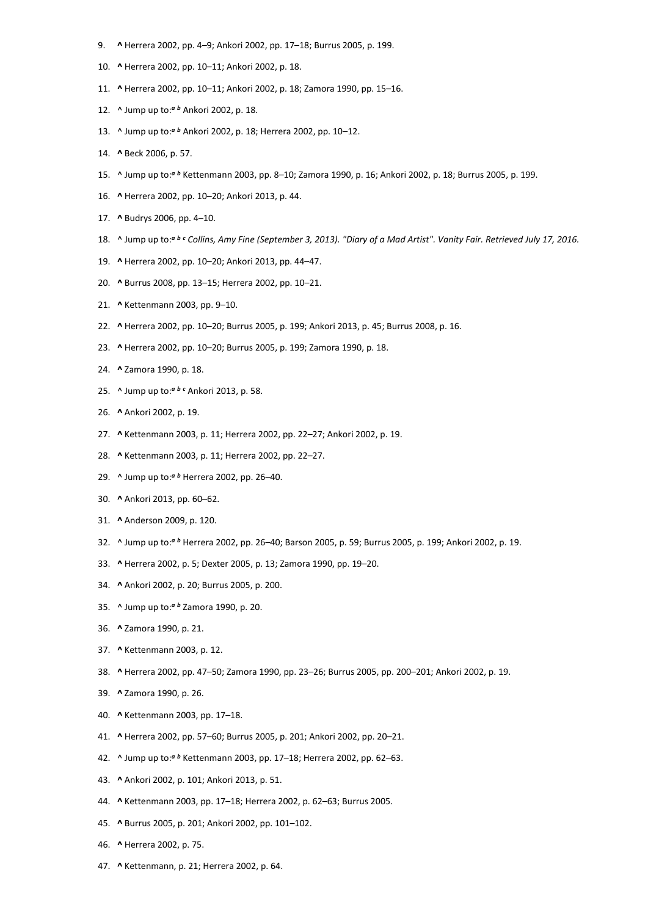9. **^** Herrera 2002, pp. 4–9; Ankori 2002, pp. 17–18; Burrus 2005, p. 199.
10. **^** Herrera 2002, pp. 10–11; Ankori 2002, p. 18.
11. **^** Herrera 2002, pp. 10–11; Ankori 2002, p. 18; Zamora 1990, pp. 15–16.
12. ^ Jump up to:*a b* Ankori 2002, p. 18.
13. ^ Jump up to:*a b* Ankori 2002, p. 18; Herrera 2002, pp. 10–12.
14. **^** Beck 2006, p. 57.
15. ^ Jump up to:*a b* Kettenmann 2003, pp. 8–10; Zamora 1990, p. 16; Ankori 2002, p. 18; Burrus 2005, p. 199.
16. **^** Herrera 2002, pp. 10–20; Ankori 2013, p. 44.
17. **^** Budrys 2006, pp. 4–10.
18. ^ Jump up to:*a b c Collins, Amy Fine (September 3, 2013). "Diary of a Mad Artist". Vanity Fair. Retrieved July 17, 2016.*
19. **^** Herrera 2002, pp. 10–20; Ankori 2013, pp. 44–47.
20. **^** Burrus 2008, pp. 13–15; Herrera 2002, pp. 10–21.
21. **^** Kettenmann 2003, pp. 9–10.
22. **^** Herrera 2002, pp. 10–20; Burrus 2005, p. 199; Ankori 2013, p. 45; Burrus 2008, p. 16.
23. **^** Herrera 2002, pp. 10–20; Burrus 2005, p. 199; Zamora 1990, p. 18.
24. **^** Zamora 1990, p. 18.
25. ^ Jump up to:*a b c* Ankori 2013, p. 58.
26. **^** Ankori 2002, p. 19.
27. **^** Kettenmann 2003, p. 11; Herrera 2002, pp. 22–27; Ankori 2002, p. 19.
28. **^** Kettenmann 2003, p. 11; Herrera 2002, pp. 22–27.
29. ^ Jump up to:*a b* Herrera 2002, pp. 26–40.
30. **^** Ankori 2013, pp. 60–62.
31. **^** Anderson 2009, p. 120.
32. ^ Jump up to:*a b* Herrera 2002, pp. 26–40; Barson 2005, p. 59; Burrus 2005, p. 199; Ankori 2002, p. 19.
33. **^** Herrera 2002, p. 5; Dexter 2005, p. 13; Zamora 1990, pp. 19–20.
34. **^** Ankori 2002, p. 20; Burrus 2005, p. 200.
35. ^ Jump up to:*a b* Zamora 1990, p. 20.
36. **^** Zamora 1990, p. 21.
37. **^** Kettenmann 2003, p. 12.
38. **^** Herrera 2002, pp. 47–50; Zamora 1990, pp. 23–26; Burrus 2005, pp. 200–201; Ankori 2002, p. 19.
39. **^** Zamora 1990, p. 26.
40. **^** Kettenmann 2003, pp. 17–18.
41. **^** Herrera 2002, pp. 57–60; Burrus 2005, p. 201; Ankori 2002, pp. 20–21.
42. ^ Jump up to:*a b* Kettenmann 2003, pp. 17–18; Herrera 2002, pp. 62–63.
43. **^** Ankori 2002, p. 101; Ankori 2013, p. 51.
44. **^** Kettenmann 2003, pp. 17–18; Herrera 2002, pp. 62–63; Burrus 2005.
45. **^** Burrus 2005, p. 201; Ankori 2002, pp. 101–102.
46. **^** Herrera 2002, p. 75.
47. **^** Kettenmann, p. 21; Herrera 2002, p. 64.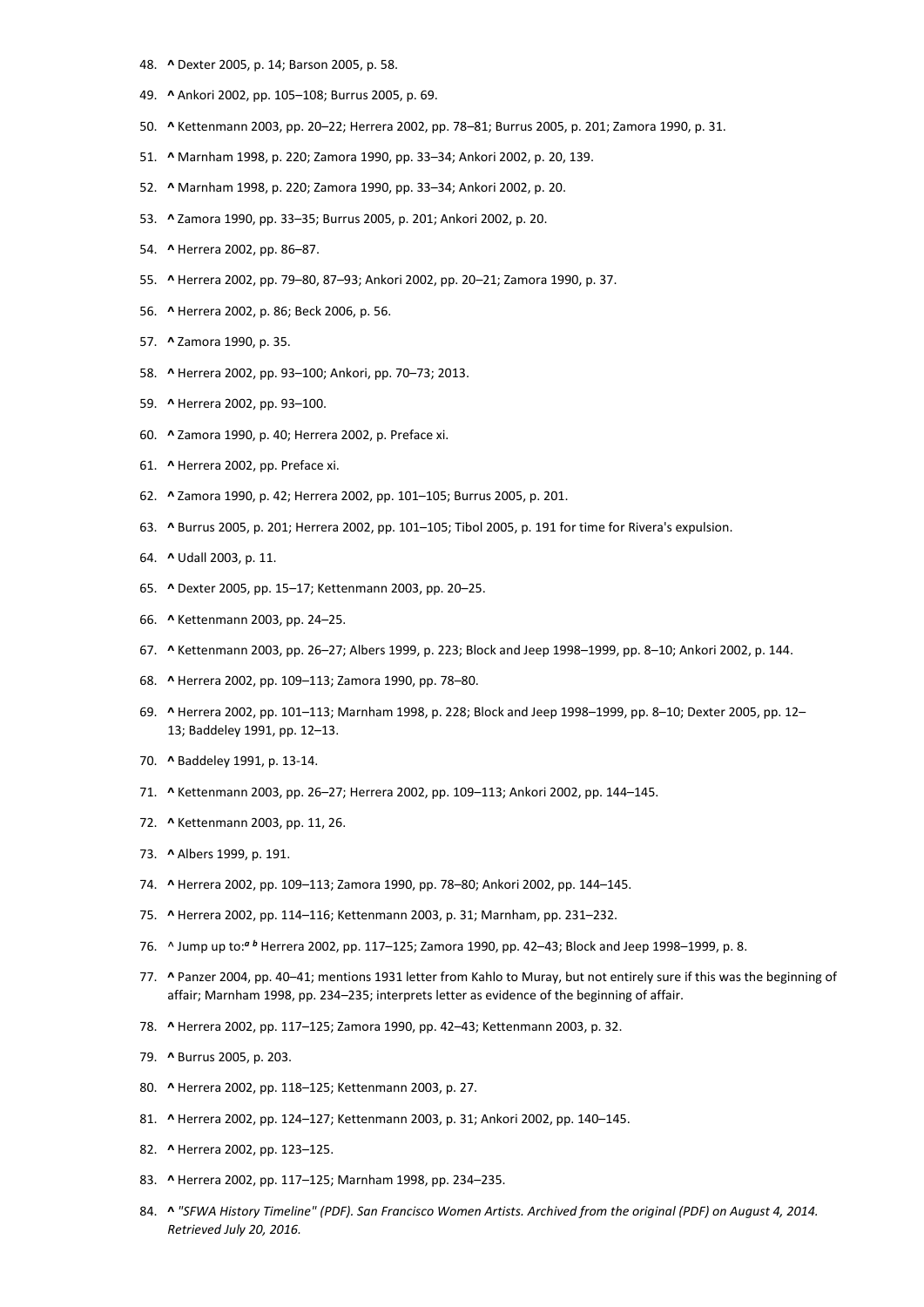48. **^** Dexter 2005, p. 14; Barson 2005, p. 58.
49. **^** Ankori 2002, pp. 105–108; Burrus 2005, p. 69.
50. **^** Kettenmann 2003, pp. 20–22; Herrera 2002, pp. 78–81; Burrus 2005, p. 201; Zamora 1990, p. 31.
51. **^** Marnham 1998, p. 220; Zamora 1990, pp. 33–34; Ankori 2002, p. 20, 139.
52. **^** Marnham 1998, p. 220; Zamora 1990, pp. 33–34; Ankori 2002, p. 20.
53. **^** Zamora 1990, pp. 33–35; Burrus 2005, p. 201; Ankori 2002, p. 20.
54. **^** Herrera 2002, pp. 86–87.
55. **^** Herrera 2002, pp. 79–80, 87–93; Ankori 2002, pp. 20–21; Zamora 1990, p. 37.
56. **^** Herrera 2002, p. 86; Beck 2006, p. 56.
57. **^** Zamora 1990, p. 35.
58. **^** Herrera 2002, pp. 93–100; Ankori, pp. 70–73; 2013.
59. **^** Herrera 2002, pp. 93–100.
60. **^** Zamora 1990, p. 40; Herrera 2002, p. Preface xi.
61. **^** Herrera 2002, pp. Preface xi.
62. **^** Zamora 1990, p. 42; Herrera 2002, pp. 101–105; Burrus 2005, p. 201.
63. **^** Burrus 2005, p. 201; Herrera 2002, pp. 101–105; Tibol 2005, p. 191 for time for Rivera's expulsion.
64. **^** Udall 2003, p. 11.
65. **^** Dexter 2005, pp. 15–17; Kettenmann 2003, pp. 20–25.
66. **^** Kettenmann 2003, pp. 24–25.
67. **^** Kettenmann 2003, pp. 26–27; Albers 1999, p. 223; Block and Jeep 1998–1999, pp. 8–10; Ankori 2002, p. 144.
68. **^** Herrera 2002, pp. 109–113; Zamora 1990, pp. 78–80.
69. **^** Herrera 2002, pp. 101–113; Marnham 1998, p. 228; Block and Jeep 1998–1999, pp. 8–10; Dexter 2005, pp. 12–13; Baddeley 1991, pp. 12–13.
70. **^** Baddeley 1991, p. 13-14.
71. **^** Kettenmann 2003, pp. 26–27; Herrera 2002, pp. 109–113; Ankori 2002, pp. 144–145.
72. **^** Kettenmann 2003, pp. 11, 26.
73. **^** Albers 1999, p. 191.
74. **^** Herrera 2002, pp. 109–113; Zamora 1990, pp. 78–80; Ankori 2002, pp. 144–145.
75. **^** Herrera 2002, pp. 114–116; Kettenmann 2003, p. 31; Marnham, pp. 231–232.
76. ^ Jump up to:*a b* Herrera 2002, pp. 117–125; Zamora 1990, pp. 42–43; Block and Jeep 1998–1999, p. 8.
77. **^** Panzer 2004, pp. 40–41; mentions 1931 letter from Kahlo to Muray, but not entirely sure if this was the beginning of affair; Marnham 1998, pp. 234–235; interprets letter as evidence of the beginning of affair.
78. **^** Herrera 2002, pp. 117–125; Zamora 1990, pp. 42–43; Kettenmann 2003, p. 32.
79. **^** Burrus 2005, p. 203.
80. **^** Herrera 2002, pp. 118–125; Kettenmann 2003, p. 27.
81. **^** Herrera 2002, pp. 124–127; Kettenmann 2003, p. 31; Ankori 2002, pp. 140–145.
82. **^** Herrera 2002, pp. 123–125.
83. **^** Herrera 2002, pp. 117–125; Marnham 1998, pp. 234–235.
84. **^** *"SFWA History Timeline" (PDF). San Francisco Women Artists. Archived from the original (PDF) on August 4, 2014. Retrieved July 20, 2016.*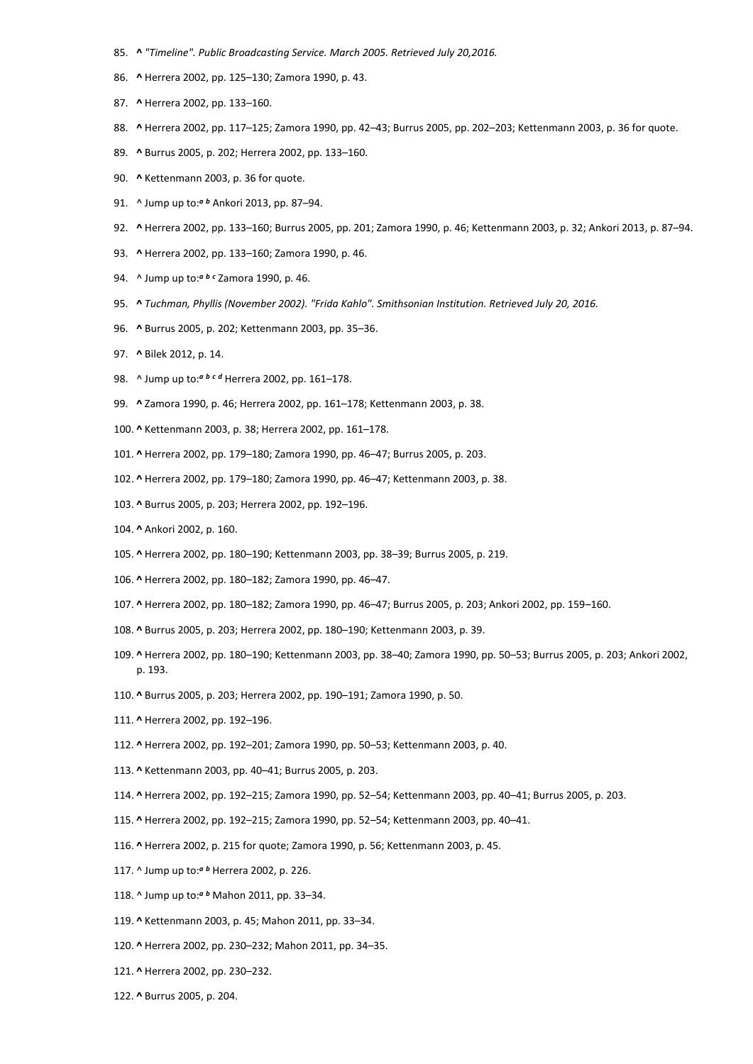85. **^** *"Timeline". Public Broadcasting Service. March 2005. Retrieved July 20,2016.*
86. **^** Herrera 2002, pp. 125–130; Zamora 1990, p. 43.
87. **^** Herrera 2002, pp. 133–160.
88. **^** Herrera 2002, pp. 117–125; Zamora 1990, pp. 42–43; Burrus 2005, pp. 202–203; Kettenmann 2003, p. 36 for quote.
89. **^** Burrus 2005, p. 202; Herrera 2002, pp. 133–160.
90. **^** Kettenmann 2003, p. 36 for quote.
91. ^ Jump up to:*a b* Ankori 2013, pp. 87–94.
92. **^** Herrera 2002, pp. 133–160; Burrus 2005, pp. 201; Zamora 1990, p. 46; Kettenmann 2003, p. 32; Ankori 2013, p. 87–94.
93. **^** Herrera 2002, pp. 133–160; Zamora 1990, p. 46.
94. ^ Jump up to:*a b c* Zamora 1990, p. 46.
95. **^** *Tuchman, Phyllis (November 2002). "Frida Kahlo". Smithsonian Institution. Retrieved July 20, 2016.*
96. **^** Burrus 2005, p. 202; Kettenmann 2003, pp. 35–36.
97. **^** Bilek 2012, p. 14.
98. ^ Jump up to:*a b c d* Herrera 2002, pp. 161–178.
99. **^** Zamora 1990, p. 46; Herrera 2002, pp. 161–178; Kettenmann 2003, p. 38.
100. **^** Kettenmann 2003, p. 38; Herrera 2002, pp. 161–178.
101. **^** Herrera 2002, pp. 179–180; Zamora 1990, pp. 46–47; Burrus 2005, p. 203.
102. **^** Herrera 2002, pp. 179–180; Zamora 1990, pp. 46–47; Kettenmann 2003, p. 38.
103. **^** Burrus 2005, p. 203; Herrera 2002, pp. 192–196.
104. **^** Ankori 2002, p. 160.
105. **^** Herrera 2002, pp. 180–190; Kettenmann 2003, pp. 38–39; Burrus 2005, p. 219.
106. **^** Herrera 2002, pp. 180–182; Zamora 1990, pp. 46–47.
107. **^** Herrera 2002, pp. 180–182; Zamora 1990, pp. 46–47; Burrus 2005, p. 203; Ankori 2002, pp. 159–160.
108. **^** Burrus 2005, p. 203; Herrera 2002, pp. 180–190; Kettenmann 2003, p. 39.
109. **^** Herrera 2002, pp. 180–190; Kettenmann 2003, pp. 38–40; Zamora 1990, pp. 50–53; Burrus 2005, p. 203; Ankori 2002, p. 193.
110. **^** Burrus 2005, p. 203; Herrera 2002, pp. 190–191; Zamora 1990, p. 50.
111. **^** Herrera 2002, pp. 192–196.
112. **^** Herrera 2002, pp. 192–201; Zamora 1990, pp. 50–53; Kettenmann 2003, p. 40.
113. **^** Kettenmann 2003, pp. 40–41; Burrus 2005, p. 203.
114. **^** Herrera 2002, pp. 192–215; Zamora 1990, pp. 52–54; Kettenmann 2003, pp. 40–41; Burrus 2005, p. 203.
115. **^** Herrera 2002, pp. 192–215; Zamora 1990, pp. 52–54; Kettenmann 2003, pp. 40–41.
116. **^** Herrera 2002, p. 215 for quote; Zamora 1990, p. 56; Kettenmann 2003, p. 45.
117. ^ Jump up to:*a b* Herrera 2002, p. 226.
118. ^ Jump up to:*a b* Mahon 2011, pp. 33–34.
119. **^** Kettenmann 2003, p. 45; Mahon 2011, pp. 33–34.
120. **^** Herrera 2002, pp. 230–232; Mahon 2011, pp. 34–35.
121. **^** Herrera 2002, pp. 230–232.
122. **^** Burrus 2005, p. 204.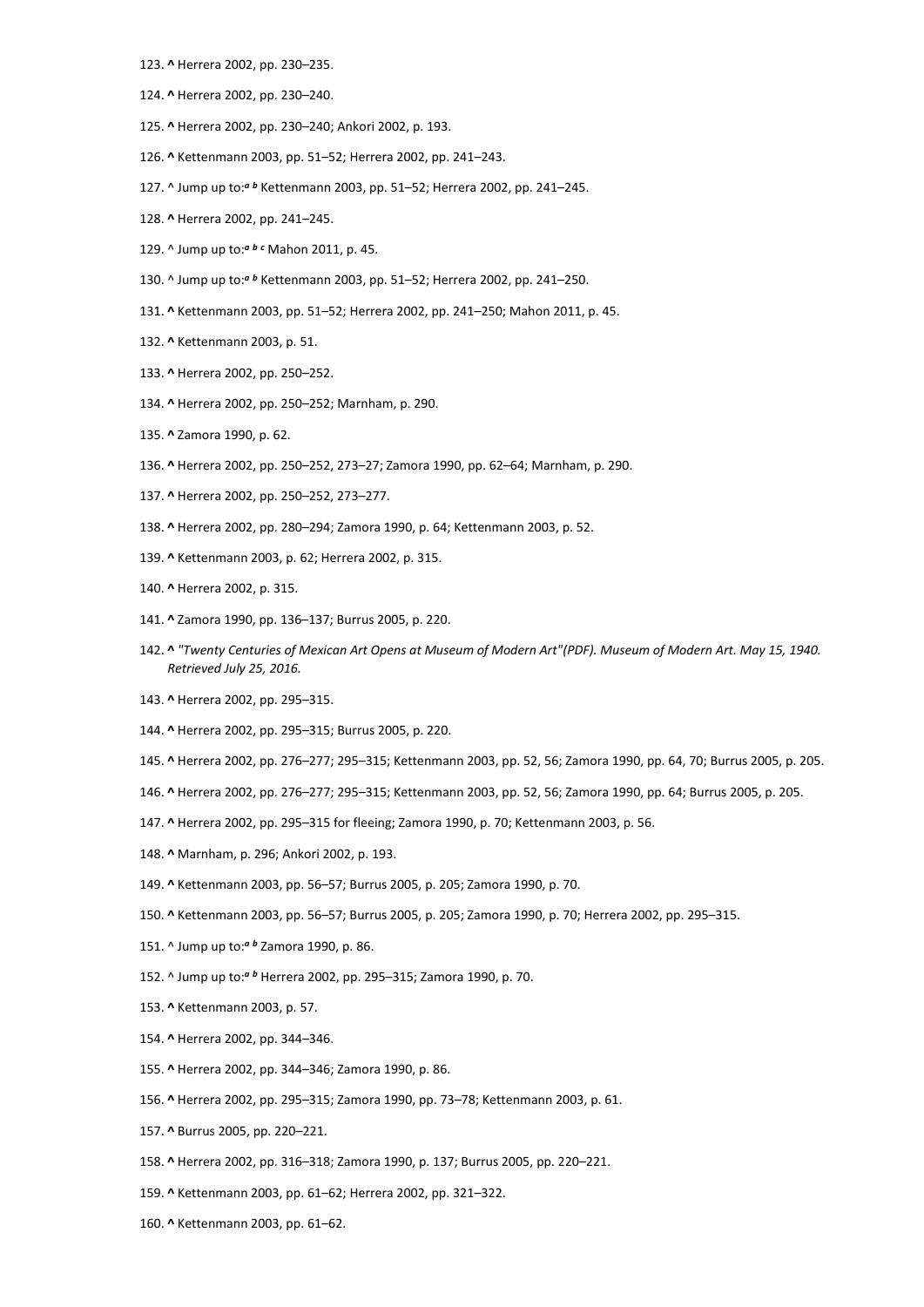123. **^** Herrera 2002, pp. 230–235.

124. **^** Herrera 2002, pp. 230–240.

125. **^** Herrera 2002, pp. 230–240; Ankori 2002, p. 193.

126. **^** Kettenmann 2003, pp. 51–52; Herrera 2002, pp. 241–243.

127. ^ Jump up to:*a b* Kettenmann 2003, pp. 51–52; Herrera 2002, pp. 241–245.

128. **^** Herrera 2002, pp. 241–245.

129. ^ Jump up to:*a b c* Mahon 2011, p. 45.

130. ^ Jump up to:*a b* Kettenmann 2003, pp. 51–52; Herrera 2002, pp. 241–250.

131. **^** Kettenmann 2003, pp. 51–52; Herrera 2002, pp. 241–250; Mahon 2011, p. 45.

132. **^** Kettenmann 2003, p. 51.

133. **^** Herrera 2002, pp. 250–252.

134. **^** Herrera 2002, pp. 250–252; Marnham, p. 290.

135. **^** Zamora 1990, p. 62.

136. **^** Herrera 2002, pp. 250–252, 273–27; Zamora 1990, pp. 62–64; Marnham, p. 290.

137. **^** Herrera 2002, pp. 250–252, 273–277.

138. **^** Herrera 2002, pp. 280–294; Zamora 1990, p. 64; Kettenmann 2003, p. 52.

139. **^** Kettenmann 2003, p. 62; Herrera 2002, p. 315.

140. **^** Herrera 2002, p. 315.

141. **^** Zamora 1990, pp. 136–137; Burrus 2005, p. 220.

142. **^** *"Twenty Centuries of Mexican Art Opens at Museum of Modern Art"(PDF). Museum of Modern Art. May 15, 1940. Retrieved July 25, 2016.*

143. **^** Herrera 2002, pp. 295–315.

144. **^** Herrera 2002, pp. 295–315; Burrus 2005, p. 220.

145. **^** Herrera 2002, pp. 276–277; 295–315; Kettenmann 2003, pp. 52, 56; Zamora 1990, pp. 64, 70; Burrus 2005, p. 205.

146. **^** Herrera 2002, pp. 276–277; 295–315; Kettenmann 2003, pp. 52, 56; Zamora 1990, pp. 64; Burrus 2005, p. 205.

147. **^** Herrera 2002, pp. 295–315 for fleeing; Zamora 1990, p. 70; Kettenmann 2003, p. 56.

148. **^** Marnham, p. 296; Ankori 2002, p. 193.

149. **^** Kettenmann 2003, pp. 56–57; Burrus 2005, p. 205; Zamora 1990, p. 70.

150. **^** Kettenmann 2003, pp. 56–57; Burrus 2005, p. 205; Zamora 1990, p. 70; Herrera 2002, pp. 295–315.

151. ^ Jump up to:*a b* Zamora 1990, p. 86.

152. ^ Jump up to:*a b* Herrera 2002, pp. 295–315; Zamora 1990, p. 70.

153. **^** Kettenmann 2003, p. 57.

154. **^** Herrera 2002, pp. 344–346.

155. **^** Herrera 2002, pp. 344–346; Zamora 1990, p. 86.

156. **^** Herrera 2002, pp. 295–315; Zamora 1990, pp. 73–78; Kettenmann 2003, p. 61.

157. **^** Burrus 2005, pp. 220–221.

158. **^** Herrera 2002, pp. 316–318; Zamora 1990, p. 137; Burrus 2005, pp. 220–221.

159. **^** Kettenmann 2003, pp. 61–62; Herrera 2002, pp. 321–322.

160. **^** Kettenmann 2003, pp. 61–62.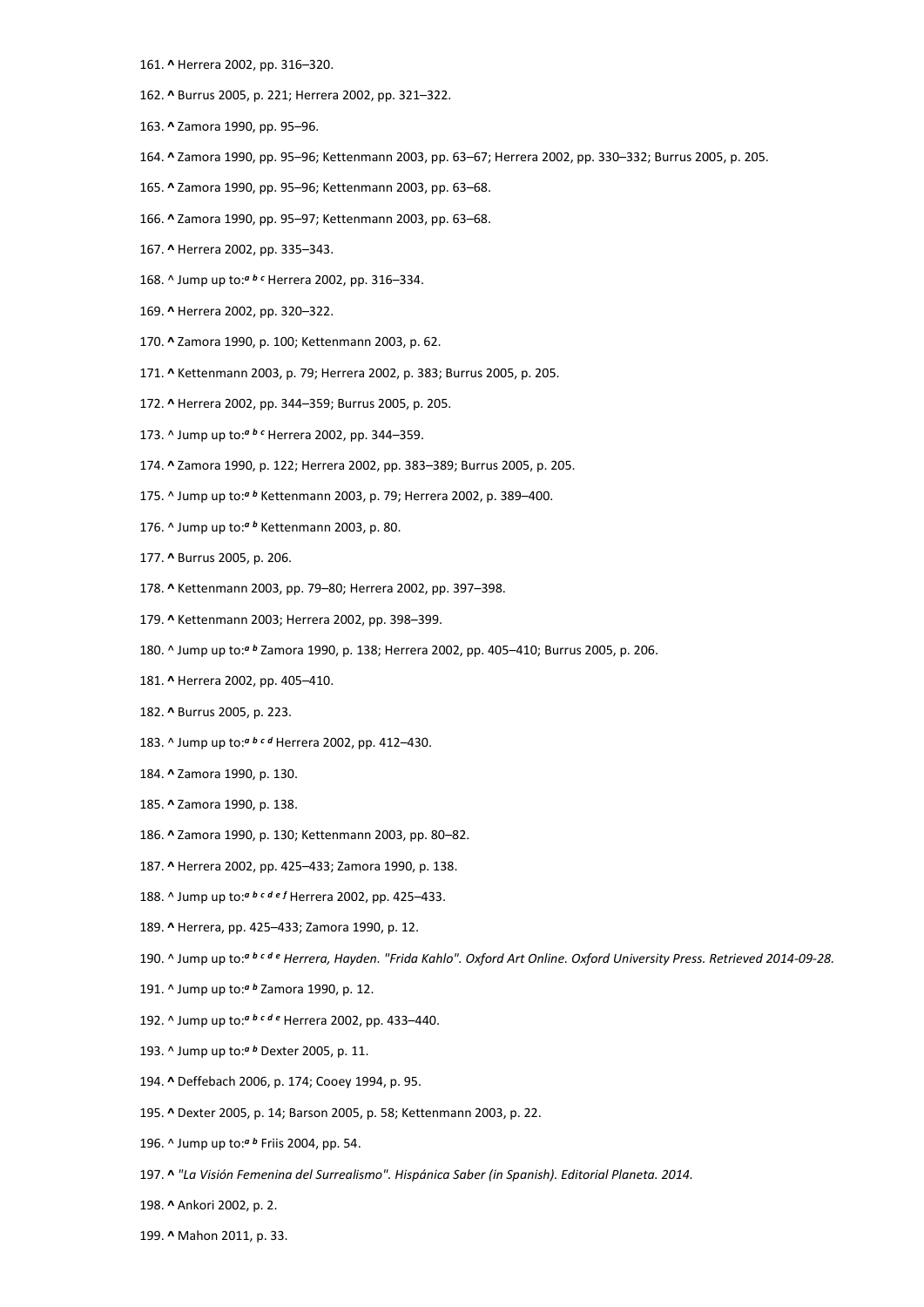161. **^** Herrera 2002, pp. 316–320.
162. **^** Burrus 2005, p. 221; Herrera 2002, pp. 321–322.
163. **^** Zamora 1990, pp. 95–96.
164. **^** Zamora 1990, pp. 95–96; Kettenmann 2003, pp. 63–67; Herrera 2002, pp. 330–332; Burrus 2005, p. 205.
165. **^** Zamora 1990, pp. 95–96; Kettenmann 2003, pp. 63–68.
166. **^** Zamora 1990, pp. 95–97; Kettenmann 2003, pp. 63–68.
167. **^** Herrera 2002, pp. 335–343.
168. ^ Jump up to:*a b c* Herrera 2002, pp. 316–334.
169. **^** Herrera 2002, pp. 320–322.
170. **^** Zamora 1990, p. 100; Kettenmann 2003, p. 62.
171. **^** Kettenmann 2003, p. 79; Herrera 2002, p. 383; Burrus 2005, p. 205.
172. **^** Herrera 2002, pp. 344–359; Burrus 2005, p. 205.
173. ^ Jump up to:*a b c* Herrera 2002, pp. 344–359.
174. **^** Zamora 1990, p. 122; Herrera 2002, pp. 383–389; Burrus 2005, p. 205.
175. ^ Jump up to:*a b* Kettenmann 2003, p. 79; Herrera 2002, p. 389–400.
176. ^ Jump up to:*a b* Kettenmann 2003, p. 80.
177. **^** Burrus 2005, p. 206.
178. **^** Kettenmann 2003, pp. 79–80; Herrera 2002, pp. 397–398.
179. **^** Kettenmann 2003; Herrera 2002, pp. 398–399.
180. ^ Jump up to:*a b* Zamora 1990, p. 138; Herrera 2002, pp. 405–410; Burrus 2005, p. 206.
181. **^** Herrera 2002, pp. 405–410.
182. **^** Burrus 2005, p. 223.
183. ^ Jump up to:*a b c d* Herrera 2002, pp. 412–430.
184. **^** Zamora 1990, p. 130.
185. **^** Zamora 1990, p. 138.
186. **^** Zamora 1990, p. 130; Kettenmann 2003, pp. 80–82.
187. **^** Herrera 2002, pp. 425–433; Zamora 1990, p. 138.
188. ^ Jump up to:*a b c d e f* Herrera 2002, pp. 425–433.
189. **^** Herrera, pp. 425–433; Zamora 1990, p. 12.
190. ^ Jump up to:*a b c d e Herrera, Hayden. "Frida Kahlo". Oxford Art Online. Oxford University Press. Retrieved 2014-09-28.*
191. ^ Jump up to:*a b* Zamora 1990, p. 12.
192. ^ Jump up to:*a b c d e* Herrera 2002, pp. 433–440.
193. ^ Jump up to:*a b* Dexter 2005, p. 11.
194. **^** Deffebach 2006, p. 174; Cooey 1994, p. 95.
195. **^** Dexter 2005, p. 14; Barson 2005, p. 58; Kettenmann 2003, p. 22.
196. ^ Jump up to:*a b* Friis 2004, pp. 54.
197. **^** *"La Visión Femenina del Surrealismo". Hispánica Saber (in Spanish). Editorial Planeta. 2014.*
198. **^** Ankori 2002, p. 2.
199. **^** Mahon 2011, p. 33.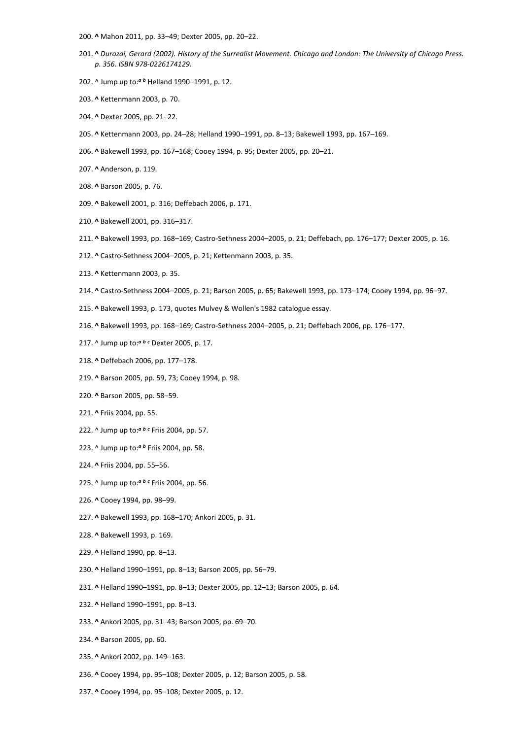200. **^** Mahon 2011, pp. 33–49; Dexter 2005, pp. 20–22.
201. **^** *Durozoi, Gerard (2002). History of the Surrealist Movement. Chicago and London: The University of Chicago Press. p. 356. ISBN 978-0226174129.*
202. ^ Jump up to:*a b* Helland 1990–1991, p. 12.
203. **^** Kettenmann 2003, p. 70.
204. **^** Dexter 2005, pp. 21–22.
205. **^** Kettenmann 2003, pp. 24–28; Helland 1990–1991, pp. 8–13; Bakewell 1993, pp. 167–169.
206. **^** Bakewell 1993, pp. 167–168; Cooey 1994, p. 95; Dexter 2005, pp. 20–21.
207. **^** Anderson, p. 119.
208. **^** Barson 2005, p. 76.
209. **^** Bakewell 2001, p. 316; Deffebach 2006, p. 171.
210. **^** Bakewell 2001, pp. 316–317.
211. **^** Bakewell 1993, pp. 168–169; Castro-Sethness 2004–2005, p. 21; Deffebach, pp. 176–177; Dexter 2005, p. 16.
212. **^** Castro-Sethness 2004–2005, p. 21; Kettenmann 2003, p. 35.
213. **^** Kettenmann 2003, p. 35.
214. **^** Castro-Sethness 2004–2005, p. 21; Barson 2005, p. 65; Bakewell 1993, pp. 173–174; Cooey 1994, pp. 96–97.
215. **^** Bakewell 1993, p. 173, quotes Mulvey & Wollen's 1982 catalogue essay.
216. **^** Bakewell 1993, pp. 168–169; Castro-Sethness 2004–2005, p. 21; Deffebach 2006, pp. 176–177.
217. ^ Jump up to:*a b c* Dexter 2005, p. 17.
218. **^** Deffebach 2006, pp. 177–178.
219. **^** Barson 2005, pp. 59, 73; Cooey 1994, p. 98.
220. **^** Barson 2005, pp. 58–59.
221. **^** Friis 2004, pp. 55.
222. ^ Jump up to:*a b c* Friis 2004, pp. 57.
223. ^ Jump up to:*a b* Friis 2004, pp. 58.
224. **^** Friis 2004, pp. 55–56.
225. ^ Jump up to:*a b c* Friis 2004, pp. 56.
226. **^** Cooey 1994, pp. 98–99.
227. **^** Bakewell 1993, pp. 168–170; Ankori 2005, p. 31.
228. **^** Bakewell 1993, p. 169.
229. **^** Helland 1990, pp. 8–13.
230. **^** Helland 1990–1991, pp. 8–13; Barson 2005, pp. 56–79.
231. **^** Helland 1990–1991, pp. 8–13; Dexter 2005, pp. 12–13; Barson 2005, p. 64.
232. **^** Helland 1990–1991, pp. 8–13.
233. **^** Ankori 2005, pp. 31–43; Barson 2005, pp. 69–70.
234. **^** Barson 2005, pp. 60.
235. **^** Ankori 2002, pp. 149–163.
236. **^** Cooey 1994, pp. 95–108; Dexter 2005, p. 12; Barson 2005, p. 58.
237. **^** Cooey 1994, pp. 95–108; Dexter 2005, p. 12.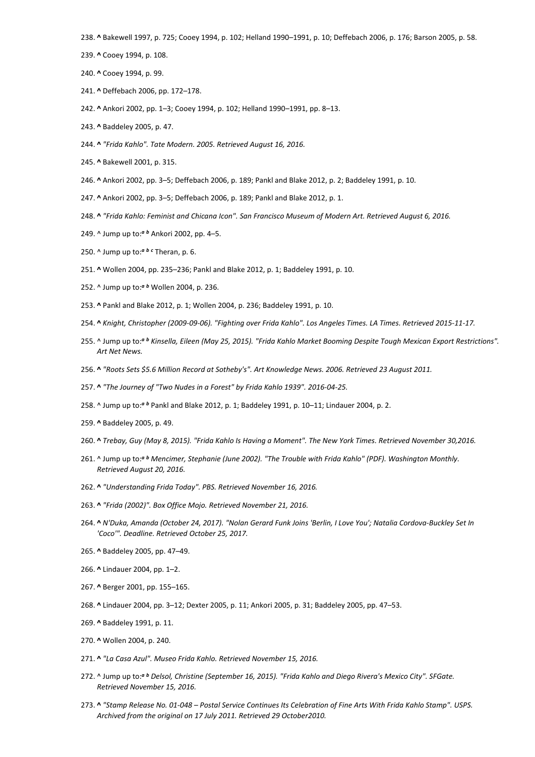238. **^** Bakewell 1997, p. 725; Cooey 1994, p. 102; Helland 1990–1991, p. 10; Deffebach 2006, p. 176; Barson 2005, p. 58.

239. **^** Cooey 1994, p. 108.

240. **^** Cooey 1994, p. 99.

241. **^** Deffebach 2006, pp. 172–178.

242. **^** Ankori 2002, pp. 1–3; Cooey 1994, p. 102; Helland 1990–1991, pp. 8–13.

243. **^** Baddeley 2005, p. 47.

244. **^** *"Frida Kahlo". Tate Modern. 2005. Retrieved August 16, 2016.*

245. **^** Bakewell 2001, p. 315.

246. **^** Ankori 2002, pp. 3–5; Deffebach 2006, p. 189; Pankl and Blake 2012, p. 2; Baddeley 1991, p. 10.

247. **^** Ankori 2002, pp. 3–5; Deffebach 2006, p. 189; Pankl and Blake 2012, p. 1.

248. **^** *"Frida Kahlo: Feminist and Chicana Icon". San Francisco Museum of Modern Art. Retrieved August 6, 2016.*

249. ^ Jump up to:[a] [b] Ankori 2002, pp. 4–5.

250. ^ Jump up to:[a] [b] [c] Theran, p. 6.

251. **^** Wollen 2004, pp. 235–236; Pankl and Blake 2012, p. 1; Baddeley 1991, p. 10.

252. ^ Jump up to:[a] [b] Wollen 2004, p. 236.

253. **^** Pankl and Blake 2012, p. 1; Wollen 2004, p. 236; Baddeley 1991, p. 10.

254. **^** *Knight, Christopher (2009-09-06). "Fighting over Frida Kahlo". Los Angeles Times. LA Times. Retrieved 2015-11-17.*

255. ^ Jump up to:[a] [b] *Kinsella, Eileen (May 25, 2015). "Frida Kahlo Market Booming Despite Tough Mexican Export Restrictions". Art Net News.*

256. **^** *"Roots Sets $5.6 Million Record at Sotheby's". Art Knowledge News. 2006. Retrieved 23 August 2011.*

257. **^** *"The Journey of "Two Nudes in a Forest" by Frida Kahlo 1939". 2016-04-25.*

258. ^ Jump up to:[a] [b] Pankl and Blake 2012, p. 1; Baddeley 1991, p. 10–11; Lindauer 2004, p. 2.

259. **^** Baddeley 2005, p. 49.

260. **^** *Trebay, Guy (May 8, 2015). "Frida Kahlo Is Having a Moment". The New York Times. Retrieved November 30,2016.*

261. ^ Jump up to:[a] [b] *Mencimer, Stephanie (June 2002). "The Trouble with Frida Kahlo" (PDF). Washington Monthly. Retrieved August 20, 2016.*

262. **^** *"Understanding Frida Today". PBS. Retrieved November 16, 2016.*

263. **^** *"Frida (2002)". Box Office Mojo. Retrieved November 21, 2016.*

264. **^** *N'Duka, Amanda (October 24, 2017). "Nolan Gerard Funk Joins 'Berlin, I Love You'; Natalia Cordova-Buckley Set In 'Coco'". Deadline. Retrieved October 25, 2017.*

265. **^** Baddeley 2005, pp. 47–49.

266. **^** Lindauer 2004, pp. 1–2.

267. **^** Berger 2001, pp. 155–165.

268. **^** Lindauer 2004, pp. 3–12; Dexter 2005, p. 11; Ankori 2005, p. 31; Baddeley 2005, pp. 47–53.

269. **^** Baddeley 1991, p. 11.

270. **^** Wollen 2004, p. 240.

271. **^** *"La Casa Azul". Museo Frida Kahlo. Retrieved November 15, 2016.*

272. ^ Jump up to:[a] [b] *Delsol, Christine (September 16, 2015). "Frida Kahlo and Diego Rivera's Mexico City". SFGate. Retrieved November 15, 2016.*

273. **^** *"Stamp Release No. 01-048 – Postal Service Continues Its Celebration of Fine Arts With Frida Kahlo Stamp". USPS. Archived from the original on 17 July 2011. Retrieved 29 October2010.*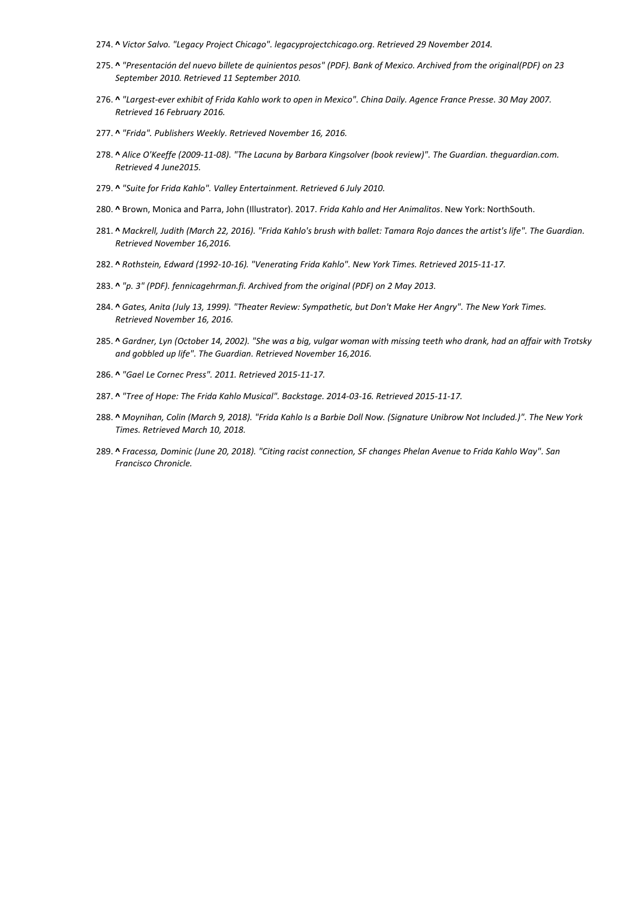274. ^ *Victor Salvo. "Legacy Project Chicago". legacyprojectchicago.org. Retrieved 29 November 2014.*

275. ^ *"Presentación del nuevo billete de quinientos pesos" (PDF). Bank of Mexico. Archived from the original(PDF) on 23 September 2010. Retrieved 11 September 2010.*

276. ^ *"Largest-ever exhibit of Frida Kahlo work to open in Mexico". China Daily. Agence France Presse. 30 May 2007. Retrieved 16 February 2016.*

277. ^ *"Frida". Publishers Weekly. Retrieved November 16, 2016.*

278. ^ *Alice O'Keeffe (2009-11-08). "The Lacuna by Barbara Kingsolver (book review)". The Guardian. theguardian.com. Retrieved 4 June2015.*

279. ^ *"Suite for Frida Kahlo". Valley Entertainment. Retrieved 6 July 2010.*

280. ^ Brown, Monica and Parra, John (Illustrator). 2017. *Frida Kahlo and Her Animalitos*. New York: NorthSouth.

281. ^ *Mackrell, Judith (March 22, 2016). "Frida Kahlo's brush with ballet: Tamara Rojo dances the artist's life". The Guardian. Retrieved November 16,2016.*

282. ^ *Rothstein, Edward (1992-10-16). "Venerating Frida Kahlo". New York Times. Retrieved 2015-11-17.*

283. ^ *"p. 3" (PDF). fennicagehrman.fi. Archived from the original (PDF) on 2 May 2013.*

284. ^ *Gates, Anita (July 13, 1999). "Theater Review: Sympathetic, but Don't Make Her Angry". The New York Times. Retrieved November 16, 2016.*

285. ^ *Gardner, Lyn (October 14, 2002). "She was a big, vulgar woman with missing teeth who drank, had an affair with Trotsky and gobbled up life". The Guardian. Retrieved November 16,2016.*

286. ^ *"Gael Le Cornec Press". 2011. Retrieved 2015-11-17.*

287. ^ *"Tree of Hope: The Frida Kahlo Musical". Backstage. 2014-03-16. Retrieved 2015-11-17.*

288. ^ *Moynihan, Colin (March 9, 2018). "Frida Kahlo Is a Barbie Doll Now. (Signature Unibrow Not Included.)". The New York Times. Retrieved March 10, 2018.*

289. ^ *Fracessa, Dominic (June 20, 2018). "Citing racist connection, SF changes Phelan Avenue to Frida Kahlo Way". San Francisco Chronicle.*